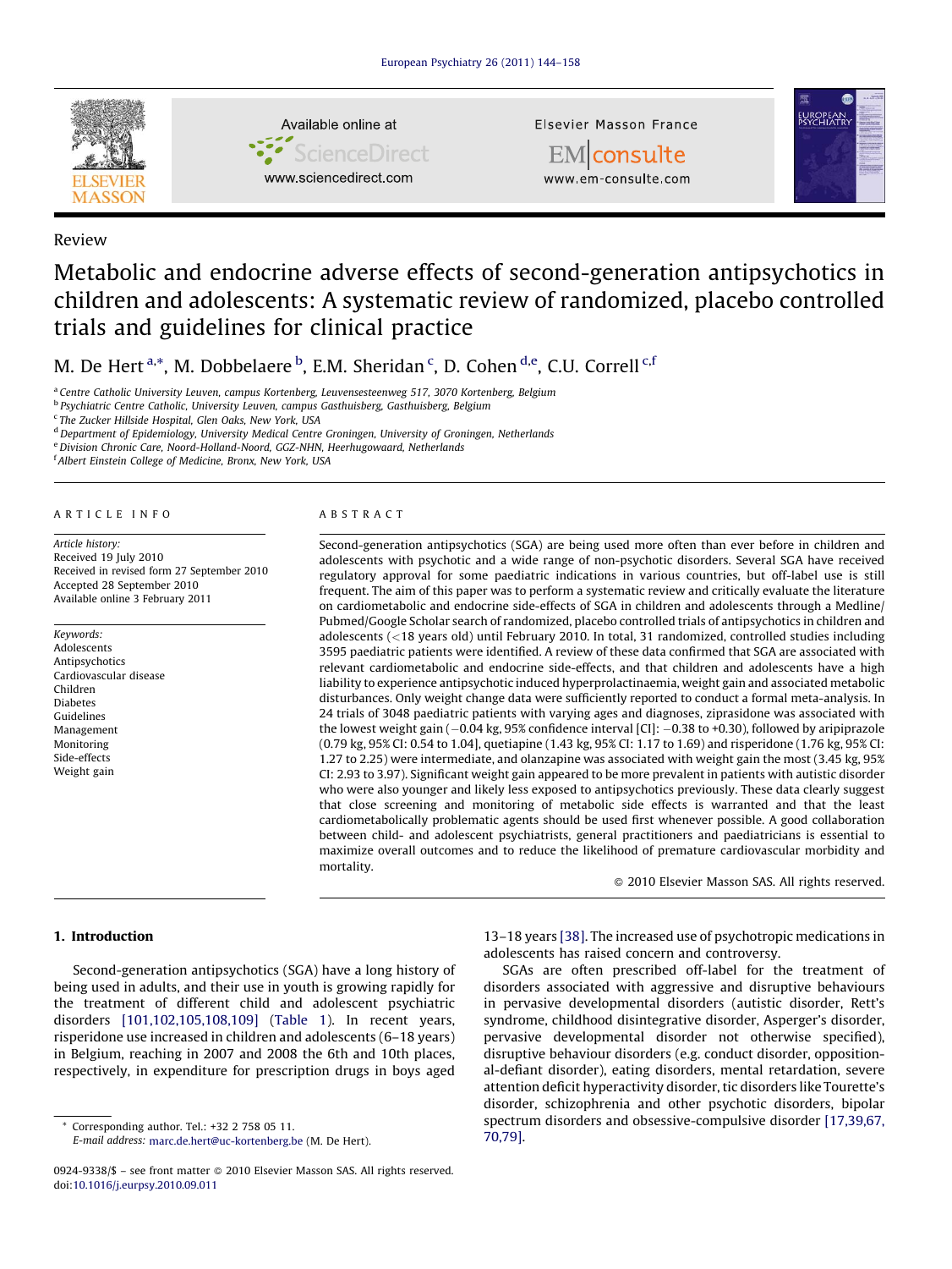Review

# Metabolic and endocrine adverse effects of second-generation antipsychotics in children and adolescents: A systematic review of randomized, placebo controlled trials and guidelines for clinical practice

M. De Hert [a,*], M. Dobbelaere [b], E.M. Sheridan [c], D. Cohen [d,e], C.U. Correll [c,f]

[a] Centre Catholic University Leuven, campus Kortenberg, Leuvensesteenweg 517, 3070 Kortenberg, Belgium
[b] Psychiatric Centre Catholic, University Leuven, campus Gasthuisberg, Gasthuisberg, Belgium
[c] The Zucker Hillside Hospital, Glen Oaks, New York, USA
[d] Department of Epidemiology, University Medical Centre Groningen, University of Groningen, Netherlands
[e] Division Chronic Care, Noord-Holland-Noord, GGZ-NHN, Heerhugowaard, Netherlands
[f] Albert Einstein College of Medicine, Bronx, New York, USA

## ARTICLE INFO

*Article history:*
Received 19 July 2010
Received in revised form 27 September 2010
Accepted 28 September 2010
Available online 3 February 2011

*Keywords:*
Adolescents
Antipsychotics
Cardiovascular disease
Children
Diabetes
Guidelines
Management
Monitoring
Side-effects
Weight gain

## ABSTRACT

Second-generation antipsychotics (SGA) are being used more often than ever before in children and adolescents with psychotic and a wide range of non-psychotic disorders. Several SGA have received regulatory approval for some paediatric indications in various countries, but off-label use is still frequent. The aim of this paper was to perform a systematic review and critically evaluate the literature on cardiometabolic and endocrine side-effects of SGA in children and adolescents through a Medline/Pubmed/Google Scholar search of randomized, placebo controlled trials of antipsychotics in children and adolescents (<18 years old) until February 2010. In total, 31 randomized, controlled studies including 3595 paediatric patients were identified. A review of these data confirmed that SGA are associated with relevant cardiometabolic and endocrine side-effects, and that children and adolescents have a high liability to experience antipsychotic induced hyperprolactinaemia, weight gain and associated metabolic disturbances. Only weight change data were sufficiently reported to conduct a formal meta-analysis. In 24 trials of 3048 paediatric patients with varying ages and diagnoses, ziprasidone was associated with the lowest weight gain (−0.04 kg, 95% confidence interval [CI]: −0.38 to +0.30), followed by aripiprazole (0.79 kg, 95% CI: 0.54 to 1.04], quetiapine (1.43 kg, 95% CI: 1.17 to 1.69) and risperidone (1.76 kg, 95% CI: 1.27 to 2.25) were intermediate, and olanzapine was associated with weight gain the most (3.45 kg, 95% CI: 2.93 to 3.97). Significant weight gain appeared to be more prevalent in patients with autistic disorder who were also younger and likely less exposed to antipsychotics previously. These data clearly suggest that close screening and monitoring of metabolic side effects is warranted and that the least cardiometabolically problematic agents should be used first whenever possible. A good collaboration between child- and adolescent psychiatrists, general practitioners and paediatricians is essential to maximize overall outcomes and to reduce the likelihood of premature cardiovascular morbidity and mortality.

© 2010 Elsevier Masson SAS. All rights reserved.

## 1. Introduction

Second-generation antipsychotics (SGA) have a long history of being used in adults, and their use in youth is growing rapidly for the treatment of different child and adolescent psychiatric disorders [101,102,105,108,109] (Table 1). In recent years, risperidone use increased in children and adolescents (6–18 years) in Belgium, reaching in 2007 and 2008 the 6th and 10th places, respectively, in expenditure for prescription drugs in boys aged 13–18 years [38]. The increased use of psychotropic medications in adolescents has raised concern and controversy.

SGAs are often prescribed off-label for the treatment of disorders associated with aggressive and disruptive behaviours in pervasive developmental disorders (autistic disorder, Rett's syndrome, childhood disintegrative disorder, Asperger's disorder, pervasive developmental disorder not otherwise specified), disruptive behaviour disorders (e.g. conduct disorder, oppositional-defiant disorder), eating disorders, mental retardation, severe attention deficit hyperactivity disorder, tic disorders like Tourette's disorder, schizophrenia and other psychotic disorders, bipolar spectrum disorders and obsessive-compulsive disorder [17,39,67,70,79].

* Corresponding author. Tel.: +32 2 758 05 11.
E-mail address: marc.de.hert@uc-kortenberg.be (M. De Hert).

0924-9338/$ – see front matter © 2010 Elsevier Masson SAS. All rights reserved.
doi:10.1016/j.eurpsy.2010.09.011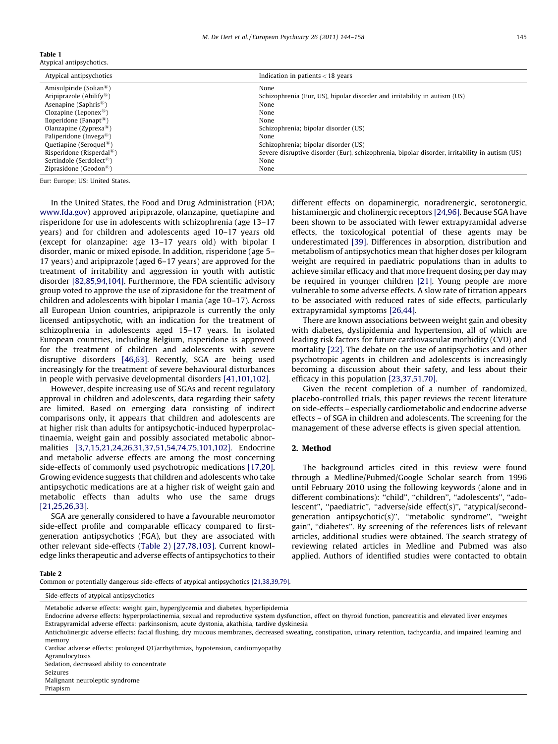**Table 1**
Atypical antipsychotics.

| Atypical antipsychotics | Indication in patients < 18 years |
| --- | --- |
| Amisulpiride (Solian®) | None |
| Aripiprazole (Abilify®) | Schizophrenia (Eur, US), bipolar disorder and irritability in autism (US) |
| Asenapine (Saphris®) | None |
| Clozapine (Leponex®) | None |
| Iloperidone (Fanapt®) | None |
| Olanzapine (Zyprexa®) | Schizophrenia; bipolar disorder (US) |
| Paliperidone (Invega®) | None |
| Quetiapine (Seroquel®) | Schizophrenia; bipolar disorder (US) |
| Risperidone (Risperdal®) | Severe disruptive disorder (Eur), schizophrenia, bipolar disorder, irritability in autism (US) |
| Sertindole (Serdolect®) | None |
| Ziprasidone (Geodon®) | None |

Eur: Europe; US: United States.

In the United States, the Food and Drug Administration (FDA; www.fda.gov) approved aripiprazole, olanzapine, quetiapine and risperidone for use in adolescents with schizophrenia (age 13–17 years) and for children and adolescents aged 10–17 years old (except for olanzapine: age 13–17 years old) with bipolar I disorder, manic or mixed episode. In addition, risperidone (age 5–17 years) and aripiprazole (aged 6–17 years) are approved for the treatment of irritability and aggression in youth with autistic disorder [82,85,94,104]. Furthermore, the FDA scientific advisory group voted to approve the use of ziprasidone for the treatment of children and adolescents with bipolar I mania (age 10–17). Across all European Union countries, aripiprazole is currently the only licensed antipsychotic, with an indication for the treatment of schizophrenia in adolescents aged 15–17 years. In isolated European countries, including Belgium, risperidone is approved for the treatment of children and adolescents with severe disruptive disorders [46,63]. Recently, SGA are being used increasingly for the treatment of severe behavioural disturbances in people with pervasive developmental disorders [41,101,102].

However, despite increasing use of SGAs and recent regulatory approval in children and adolescents, data regarding their safety are limited. Based on emerging data consisting of indirect comparisons only, it appears that children and adolescents are at higher risk than adults for antipsychotic-induced hyperprolactinaemia, weight gain and possibly associated metabolic abnormalities [3,7,15,21,24,26,31,37,51,54,74,75,101,102]. Endocrine and metabolic adverse effects are among the most concerning side-effects of commonly used psychotropic medications [17,20]. Growing evidence suggests that children and adolescents who take antipsychotic medications are at a higher risk of weight gain and metabolic effects than adults who use the same drugs [21,25,26,33].

SGA are generally considered to have a favourable neuromotor side-effect profile and comparable efficacy compared to first-generation antipsychotics (FGA), but they are associated with other relevant side-effects (Table 2) [27,78,103]. Current knowledge links therapeutic and adverse effects of antipsychotics to their different effects on dopaminergic, noradrenergic, serotonergic, histaminergic and cholinergic receptors [24,96]. Because SGA have been shown to be associated with fewer extrapyramidal adverse effects, the toxicological potential of these agents may be underestimated [39]. Differences in absorption, distribution and metabolism of antipsychotics mean that higher doses per kilogram weight are required in paediatric populations than in adults to achieve similar efficacy and that more frequent dosing per day may be required in younger children [21]. Young people are more vulnerable to some adverse effects. A slow rate of titration appears to be associated with reduced rates of side effects, particularly extrapyramidal symptoms [26,44].

There are known associations between weight gain and obesity with diabetes, dyslipidemia and hypertension, all of which are leading risk factors for future cardiovascular morbidity (CVD) and mortality [22]. The debate on the use of antipsychotics and other psychotropic agents in children and adolescents is increasingly becoming a discussion about their safety, and less about their efficacy in this population [23,37,51,70].

Given the recent completion of a number of randomized, placebo-controlled trials, this paper reviews the recent literature on side-effects – especially cardiometabolic and endocrine adverse effects – of SGA in children and adolescents. The screening for the management of these adverse effects is given special attention.

## 2. Method

The background articles cited in this review were found through a Medline/Pubmed/Google Scholar search from 1996 until February 2010 using the following keywords (alone and in different combinations): ''child'', ''children'', ''adolescents'', ''adolescent'', ''paediatric'', ''adverse/side effect(s)'', ''atypical/second-generation antipsychotic(s)'', ''metabolic syndrome'', ''weight gain'', ''diabetes''. By screening of the references lists of relevant articles, additional studies were obtained. The search strategy of reviewing related articles in Medline and Pubmed was also applied. Authors of identified studies were contacted to obtain

**Table 2**
Common or potentially dangerous side-effects of atypical antipsychotics [21,38,39,79].

| Side-effects of atypical antipsychotics |
| --- |
| Metabolic adverse effects: weight gain, hyperglycemia and diabetes, hyperlipidemia |
| Endocrine adverse effects: hyperprolactinemia, sexual and reproductive system dysfunction, effect on thyroid function, pancreatitis and elevated liver enzymes |
| Extrapyramidal adverse effects: parkinsonism, acute dystonia, akathisia, tardive dyskinesia |
| Anticholinergic adverse effects: facial flushing, dry mucous membranes, decreased sweating, constipation, urinary retention, tachycardia, and impaired learning and memory |
| Cardiac adverse effects: prolonged QT/arrhythmias, hypotension, cardiomyopathy |
| Agranulocytosis |
| Sedation, decreased ability to concentrate |
| Seizures |
| Malignant neuroleptic syndrome |
| Priapism |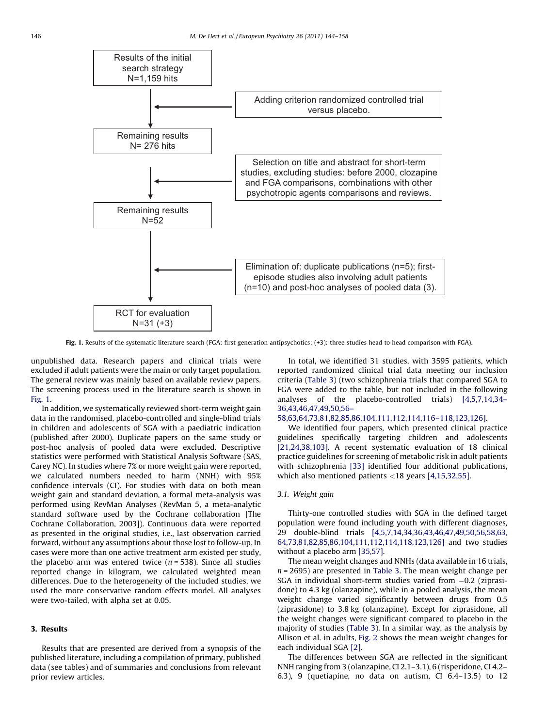Results of the initial search strategy N=1,159 hits

Adding criterion randomized controlled trial versus placebo.

Remaining results N= 276 hits

Selection on title and abstract for short-term studies, excluding studies: before 2000, clozapine and FGA comparisons, combinations with other psychotropic agents comparisons and reviews.

Remaining results N=52

Elimination of: duplicate publications (n=5); first-episode studies also involving adult patients (n=10) and post-hoc analyses of pooled data (3).

RCT for evaluation N=31 (+3)

**Fig. 1.** Results of the systematic literature search (FGA: first generation antipsychotics; (+3): three studies head to head comparison with FGA).

unpublished data. Research papers and clinical trials were excluded if adult patients were the main or only target population. The general review was mainly based on available review papers. The screening process used in the literature search is shown in Fig. 1.

In addition, we systematically reviewed short-term weight gain data in the randomised, placebo-controlled and single-blind trials in children and adolescents of SGA with a paediatric indication (published after 2000). Duplicate papers on the same study or post-hoc analysis of pooled data were excluded. Descriptive statistics were performed with Statistical Analysis Software (SAS, Carey NC). In studies where 7% or more weight gain were reported, we calculated numbers needed to harm (NNH) with 95% confidence intervals (CI). For studies with data on both mean weight gain and standard deviation, a formal meta-analysis was performed using RevMan Analyses (RevMan 5, a meta-analytic standard software used by the Cochrane collaboration [The Cochrane Collaboration, 2003]). Continuous data were reported as presented in the original studies, i.e., last observation carried forward, without any assumptions about those lost to follow-up. In cases were more than one active treatment arm existed per study, the placebo arm was entered twice ($n = 538$). Since all studies reported change in kilogram, we calculated weighted mean differences. Due to the heterogeneity of the included studies, we used the more conservative random effects model. All analyses were two-tailed, with alpha set at 0.05.

## 3. Results

Results that are presented are derived from a synopsis of the published literature, including a compilation of primary, published data (see tables) and of summaries and conclusions from relevant prior review articles.

In total, we identified 31 studies, with 3595 patients, which reported randomized clinical trial data meeting our inclusion criteria (Table 3) (two schizophrenia trials that compared SGA to FGA were added to the table, but not included in the following analyses of the placebo-controlled trials) [4,5,7,14,34–36,43,46,47,49,50,56–58,63,64,73,81,82,85,86,104,111,112,114,116–118,123,126].

We identified four papers, which presented clinical practice guidelines specifically targeting children and adolescents [21,24,38,103]. A recent systematic evaluation of 18 clinical practice guidelines for screening of metabolic risk in adult patients with schizophrenia [33] identified four additional publications, which also mentioned patients <18 years [4,15,32,55].

### 3.1. Weight gain

Thirty-one controlled studies with SGA in the defined target population were found including youth with different diagnoses, 29 double-blind trials [4,5,7,14,34,36,43,46,47,49,50,56,58,63,64,73,81,82,85,86,104,111,112,114,118,123,126] and two studies without a placebo arm [35,57].

The mean weight changes and NNHs (data available in 16 trials, $n = 2695$) are presented in Table 3. The mean weight change per SGA in individual short-term studies varied from −0.2 (ziprasidone) to 4.3 kg (olanzapine), while in a pooled analysis, the mean weight change varied significantly between drugs from 0.5 (ziprasidone) to 3.8 kg (olanzapine). Except for ziprasidone, all the weight changes were significant compared to placebo in the majority of studies (Table 3). In a similar way, as the analysis by Allison et al. in adults, Fig. 2 shows the mean weight changes for each individual SGA [2].

The differences between SGA are reflected in the significant NNH ranging from 3 (olanzapine, CI 2.1–3.1), 6 (risperidone, CI 4.2–6.3), 9 (quetiapine, no data on autism, CI 6.4–13.5) to 12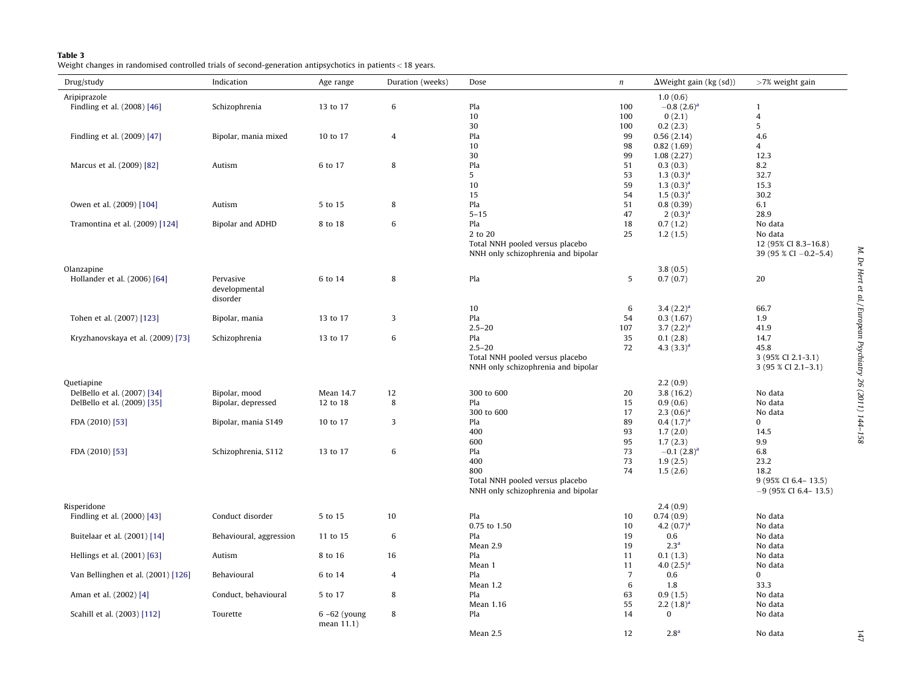**Table 3**
Weight changes in randomised controlled trials of second-generation antipsychotics in patients < 18 years.

| Drug/study | Indication | Age range | Duration (weeks) | Dose | n | ΔWeight gain (kg (sd)) | >7% weight gain |
|---|---|---|---|---|---|---|---|
| Aripiprazole | | | | | | 1.0 (0.6) | |
| Findling et al. (2008) [46] | Schizophrenia | 13 to 17 | 6 | Pla | 100 | −0.8 (2.6)[a] | 1 |
| | | | | 10 | 100 | 0 (2.1) | 4 |
| | | | | 30 | 100 | 0.2 (2.3) | 5 |
| Findling et al. (2009) [47] | Bipolar, mania mixed | 10 to 17 | 4 | Pla | 99 | 0.56 (2.14) | 4.6 |
| | | | | 10 | 98 | 0.82 (1.69) | 4 |
| | | | | 30 | 99 | 1.08 (2.27) | 12.3 |
| Marcus et al. (2009) [82] | Autism | 6 to 17 | 8 | Pla | 51 | 0.3 (0.3) | 8.2 |
| | | | | 5 | 53 | 1.3 (0.3)[a] | 32.7 |
| | | | | 10 | 59 | 1.3 (0.3)[a] | 15.3 |
| | | | | 15 | 54 | 1.5 (0.3)[a] | 30.2 |
| Owen et al. (2009) [104] | Autism | 5 to 15 | 8 | Pla | 51 | 0.8 (0.39) | 6.1 |
| | | | | 5–15 | 47 | 2 (0.3)[a] | 28.9 |
| Tramontina et al. (2009) [124] | Bipolar and ADHD | 8 to 18 | 6 | Pla | 18 | 0.7 (1.2) | No data |
| | | | | 2 to 20 | 25 | 1.2 (1.5) | No data |
| | | | | Total NNH pooled versus placebo | | | 12 (95% CI 8.3–16.8) |
| | | | | NNH only schizophrenia and bipolar | | | 39 (95 % CI −0.2–5.4) |
| Olanzapine | | | | | | 3.8 (0.5) | |
| Hollander et al. (2006) [64] | Pervasive developmental disorder | 6 to 14 | 8 | Pla | 5 | 0.7 (0.7) | 20 |
| | | | | 10 | 6 | 3.4 (2.2)[a] | 66.7 |
| Tohen et al. (2007) [123] | Bipolar, mania | 13 to 17 | 3 | Pla | 54 | 0.3 (1.67) | 1.9 |
| | | | | 2.5–20 | 107 | 3.7 (2.2)[a] | 41.9 |
| Kryzhanovskaya et al. (2009) [73] | Schizophrenia | 13 to 17 | 6 | Pla | 35 | 0.1 (2.8) | 14.7 |
| | | | | 2.5–20 | 72 | 4.3 (3.3)[a] | 45.8 |
| | | | | Total NNH pooled versus placebo | | | 3 (95% CI 2.1-3.1) |
| | | | | NNH only schizophrenia and bipolar | | | 3 (95 % CI 2.1–3.1) |
| Quetiapine | | | | | | 2.2 (0.9) | |
| DelBello et al. (2007) [34] | Bipolar, mood | Mean 14.7 | 12 | 300 to 600 | 20 | 3.8 (16.2) | No data |
| DelBello et al. (2009) [35] | Bipolar, depressed | 12 to 18 | 8 | Pla | 15 | 0.9 (0.6) | No data |
| | | | | 300 to 600 | 17 | 2.3 (0.6)[a] | No data |
| FDA (2010) [53] | Bipolar, mania S149 | 10 to 17 | 3 | Pla | 89 | 0.4 (1.7)[a] | 0 |
| | | | | 400 | 93 | 1.7 (2.0) | 14.5 |
| | | | | 600 | 95 | 1.7 (2.3) | 9.9 |
| FDA (2010) [53] | Schizophrenia, S112 | 13 to 17 | 6 | Pla | 73 | −0.1 (2.8)[a] | 6.8 |
| | | | | 400 | 73 | 1.9 (2.5) | 23.2 |
| | | | | 800 | 74 | 1.5 (2.6) | 18.2 |
| | | | | Total NNH pooled versus placebo | | | 9 (95% CI 6.4– 13.5) |
| | | | | NNH only schizophrenia and bipolar | | | −9 (95% CI 6.4– 13.5) |
| Risperidone | | | | | | 2.4 (0.9) | |
| Findling et al. (2000) [43] | Conduct disorder | 5 to 15 | 10 | Pla | 10 | 0.74 (0.9) | No data |
| | | | | 0.75 to 1.50 | 10 | 4.2 (0.7)[a] | No data |
| Buitelaar et al. (2001) [14] | Behavioural, aggression | 11 to 15 | 6 | Pla | 19 | 0.6 | No data |
| | | | | Mean 2.9 | 19 | 2.3[a] | No data |
| Hellings et al. (2001) [63] | Autism | 8 to 16 | 16 | Pla | 11 | 0.1 (1.3) | No data |
| | | | | Mean 1 | 11 | 4.0 (2.5)[a] | No data |
| Van Bellinghen et al. (2001) [126] | Behavioural | 6 to 14 | 4 | Pla | 7 | 0.6 | 0 |
| | | | | Mean 1.2 | 6 | 1.8 | 33.3 |
| Aman et al. (2002) [4] | Conduct, behavioural | 5 to 17 | 8 | Pla | 63 | 0.9 (1.5) | No data |
| | | | | Mean 1.16 | 55 | 2.2 (1.8)[a] | No data |
| Scahill et al. (2003) [112] | Tourette | 6 –62 (young mean 11.1) | 8 | Pla | 14 | 0 | No data |
| | | | | Mean 2.5 | 12 | 2.8[a] | No data |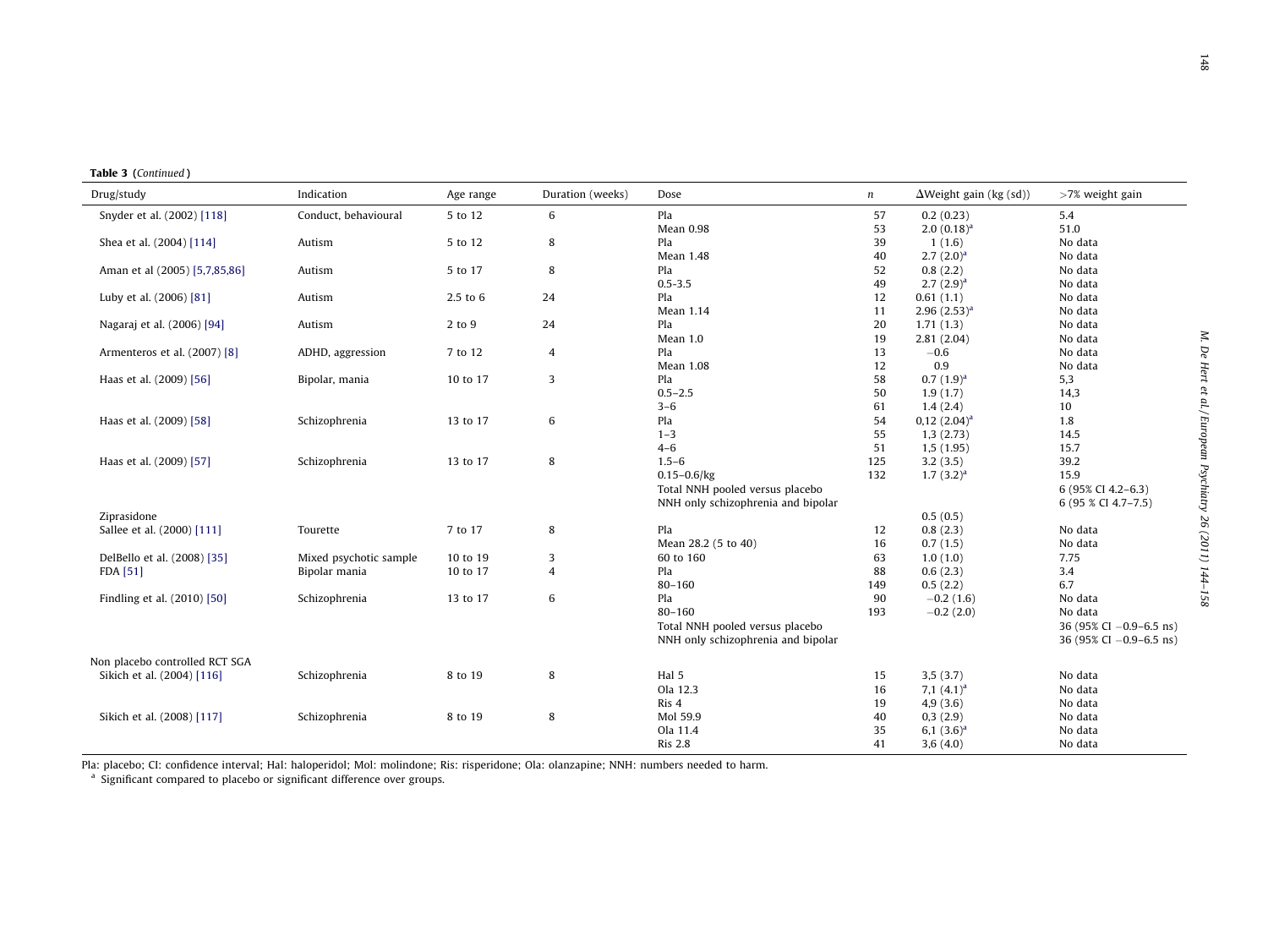**Table 3** (*Continued*)

| Drug/study | Indication | Age range | Duration (weeks) | Dose | *n* | ΔWeight gain (kg (sd)) | >7% weight gain |
|---|---|---|---|---|---|---|---|
| Snyder et al. (2002) [118] | Conduct, behavioural | 5 to 12 | 6 | Pla | 57 | 0.2 (0.23) | 5.4 |
| | | | | Mean 0.98 | 53 | 2.0 (0.18)[a] | 51.0 |
| Shea et al. (2004) [114] | Autism | 5 to 12 | 8 | Pla | 39 | 1 (1.6) | No data |
| | | | | Mean 1.48 | 40 | 2.7 (2.0)[a] | No data |
| Aman et al (2005) [5,7,85,86] | Autism | 5 to 17 | 8 | Pla | 52 | 0.8 (2.2) | No data |
| | | | | 0.5-3.5 | 49 | 2.7 (2.9)[a] | No data |
| Luby et al. (2006) [81] | Autism | 2.5 to 6 | 24 | Pla | 12 | 0.61 (1.1) | No data |
| | | | | Mean 1.14 | 11 | 2.96 (2.53)[a] | No data |
| Nagaraj et al. (2006) [94] | Autism | 2 to 9 | 24 | Pla | 20 | 1.71 (1.3) | No data |
| | | | | Mean 1.0 | 19 | 2.81 (2.04) | No data |
| Armenteros et al. (2007) [8] | ADHD, aggression | 7 to 12 | 4 | Pla | 13 | −0.6 | No data |
| | | | | Mean 1.08 | 12 | 0.9 | No data |
| Haas et al. (2009) [56] | Bipolar, mania | 10 to 17 | 3 | Pla | 58 | 0.7 (1.9)[a] | 5,3 |
| | | | | 0.5–2.5 | 50 | 1.9 (1.7) | 14,3 |
| | | | | 3–6 | 61 | 1.4 (2.4) | 10 |
| Haas et al. (2009) [58] | Schizophrenia | 13 to 17 | 6 | Pla | 54 | 0,12 (2.04)[a] | 1.8 |
| | | | | 1–3 | 55 | 1,3 (2.73) | 14.5 |
| | | | | 4–6 | 51 | 1,5 (1.95) | 15.7 |
| Haas et al. (2009) [57] | Schizophrenia | 13 to 17 | 8 | 1.5–6 | 125 | 3.2 (3.5) | 39.2 |
| | | | | 0.15–0.6/kg | 132 | 1.7 (3.2)[a] | 15.9 |
| | | | | Total NNH pooled versus placebo | | | 6 (95% CI 4.2–6.3) |
| | | | | NNH only schizophrenia and bipolar | | | 6 (95 % CI 4.7–7.5) |
| Ziprasidone | | | | | | 0.5 (0.5) | |
| Sallee et al. (2000) [111] | Tourette | 7 to 17 | 8 | Pla | 12 | 0.8 (2.3) | No data |
| | | | | Mean 28.2 (5 to 40) | 16 | 0.7 (1.5) | No data |
| DelBello et al. (2008) [35] | Mixed psychotic sample | 10 to 19 | 3 | 60 to 160 | 63 | 1.0 (1.0) | 7.75 |
| FDA [51] | Bipolar mania | 10 to 17 | 4 | Pla | 88 | 0.6 (2.3) | 3.4 |
| | | | | 80–160 | 149 | 0.5 (2.2) | 6.7 |
| Findling et al. (2010) [50] | Schizophrenia | 13 to 17 | 6 | Pla | 90 | −0.2 (1.6) | No data |
| | | | | 80–160 | 193 | −0.2 (2.0) | No data |
| | | | | Total NNH pooled versus placebo | | | 36 (95% CI −0.9–6.5 ns) |
| | | | | NNH only schizophrenia and bipolar | | | 36 (95% CI −0.9–6.5 ns) |
| Non placebo controlled RCT SGA | | | | | | | |
| Sikich et al. (2004) [116] | Schizophrenia | 8 to 19 | 8 | Hal 5 | 15 | 3,5 (3.7) | No data |
| | | | | Ola 12.3 | 16 | 7,1 (4.1)[a] | No data |
| | | | | Ris 4 | 19 | 4,9 (3.6) | No data |
| Sikich et al. (2008) [117] | Schizophrenia | 8 to 19 | 8 | Mol 59.9 | 40 | 0,3 (2.9) | No data |
| | | | | Ola 11.4 | 35 | 6,1 (3.6)[a] | No data |
| | | | | Ris 2.8 | 41 | 3,6 (4.0) | No data |

Pla: placebo; CI: confidence interval; Hal: haloperidol; Mol: molindone; Ris: risperidone; Ola: olanzapine; NNH: numbers needed to harm.
[a] Significant compared to placebo or significant difference over groups.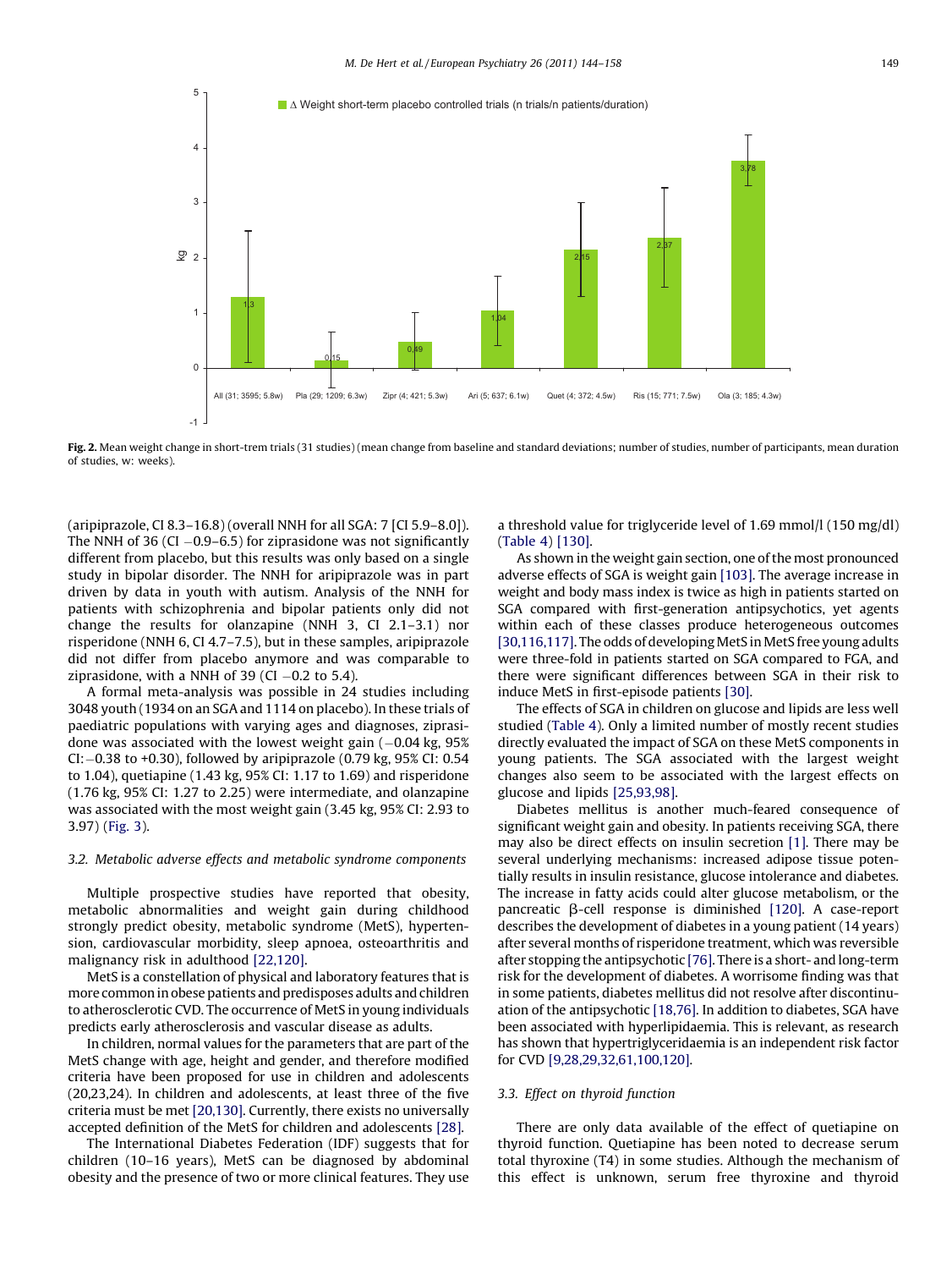Fig. 2. Mean weight change in short-trem trials (31 studies) (mean change from baseline and standard deviations; number of studies, number of participants, mean duration of studies, w: weeks).

(aripiprazole, CI 8.3–16.8) (overall NNH for all SGA: 7 [CI 5.9–8.0]). The NNH of 36 (CI −0.9–6.5) for ziprasidone was not significantly different from placebo, but this results was only based on a single study in bipolar disorder. The NNH for aripiprazole was in part driven by data in youth with autism. Analysis of the NNH for patients with schizophrenia and bipolar patients only did not change the results for olanzapine (NNH 3, CI 2.1–3.1) nor risperidone (NNH 6, CI 4.7–7.5), but in these samples, aripiprazole did not differ from placebo anymore and was comparable to ziprasidone, with a NNH of 39 (CI −0.2 to 5.4).

A formal meta-analysis was possible in 24 studies including 3048 youth (1934 on an SGA and 1114 on placebo). In these trials of paediatric populations with varying ages and diagnoses, ziprasidone was associated with the lowest weight gain (−0.04 kg, 95% CI: −0.38 to +0.30), followed by aripiprazole (0.79 kg, 95% CI: 0.54 to 1.04), quetiapine (1.43 kg, 95% CI: 1.17 to 1.69) and risperidone (1.76 kg, 95% CI: 1.27 to 2.25) were intermediate, and olanzapine was associated with the most weight gain (3.45 kg, 95% CI: 2.93 to 3.97) (Fig. 3).

### 3.2. Metabolic adverse effects and metabolic syndrome components

Multiple prospective studies have reported that obesity, metabolic abnormalities and weight gain during childhood strongly predict obesity, metabolic syndrome (MetS), hypertension, cardiovascular morbidity, sleep apnoea, osteoarthritis and malignancy risk in adulthood [22,120].

MetS is a constellation of physical and laboratory features that is more common in obese patients and predisposes adults and children to atherosclerotic CVD. The occurrence of MetS in young individuals predicts early atherosclerosis and vascular disease as adults.

In children, normal values for the parameters that are part of the MetS change with age, height and gender, and therefore modified criteria have been proposed for use in children and adolescents (20,23,24). In children and adolescents, at least three of the five criteria must be met [20,130]. Currently, there exists no universally accepted definition of the MetS for children and adolescents [28].

The International Diabetes Federation (IDF) suggests that for children (10–16 years), MetS can be diagnosed by abdominal obesity and the presence of two or more clinical features. They use a threshold value for triglyceride level of 1.69 mmol/l (150 mg/dl) (Table 4) [130].

As shown in the weight gain section, one of the most pronounced adverse effects of SGA is weight gain [103]. The average increase in weight and body mass index is twice as high in patients started on SGA compared with first-generation antipsychotics, yet agents within each of these classes produce heterogeneous outcomes [30,116,117]. The odds of developing MetS in MetS free young adults were three-fold in patients started on SGA compared to FGA, and there were significant differences between SGA in their risk to induce MetS in first-episode patients [30].

The effects of SGA in children on glucose and lipids are less well studied (Table 4). Only a limited number of mostly recent studies directly evaluated the impact of SGA on these MetS components in young patients. The SGA associated with the largest weight changes also seem to be associated with the largest effects on glucose and lipids [25,93,98].

Diabetes mellitus is another much-feared consequence of significant weight gain and obesity. In patients receiving SGA, there may also be direct effects on insulin secretion [1]. There may be several underlying mechanisms: increased adipose tissue potentially results in insulin resistance, glucose intolerance and diabetes. The increase in fatty acids could alter glucose metabolism, or the pancreatic β-cell response is diminished [120]. A case-report describes the development of diabetes in a young patient (14 years) after several months of risperidone treatment, which was reversible after stopping the antipsychotic [76]. There is a short- and long-term risk for the development of diabetes. A worrisome finding was that in some patients, diabetes mellitus did not resolve after discontinuation of the antipsychotic [18,76]. In addition to diabetes, SGA have been associated with hyperlipidaemia. This is relevant, as research has shown that hypertriglyceridaemia is an independent risk factor for CVD [9,28,29,32,61,100,120].

### 3.3. Effect on thyroid function

There are only data available of the effect of quetiapine on thyroid function. Quetiapine has been noted to decrease serum total thyroxine (T4) in some studies. Although the mechanism of this effect is unknown, serum free thyroxine and thyroid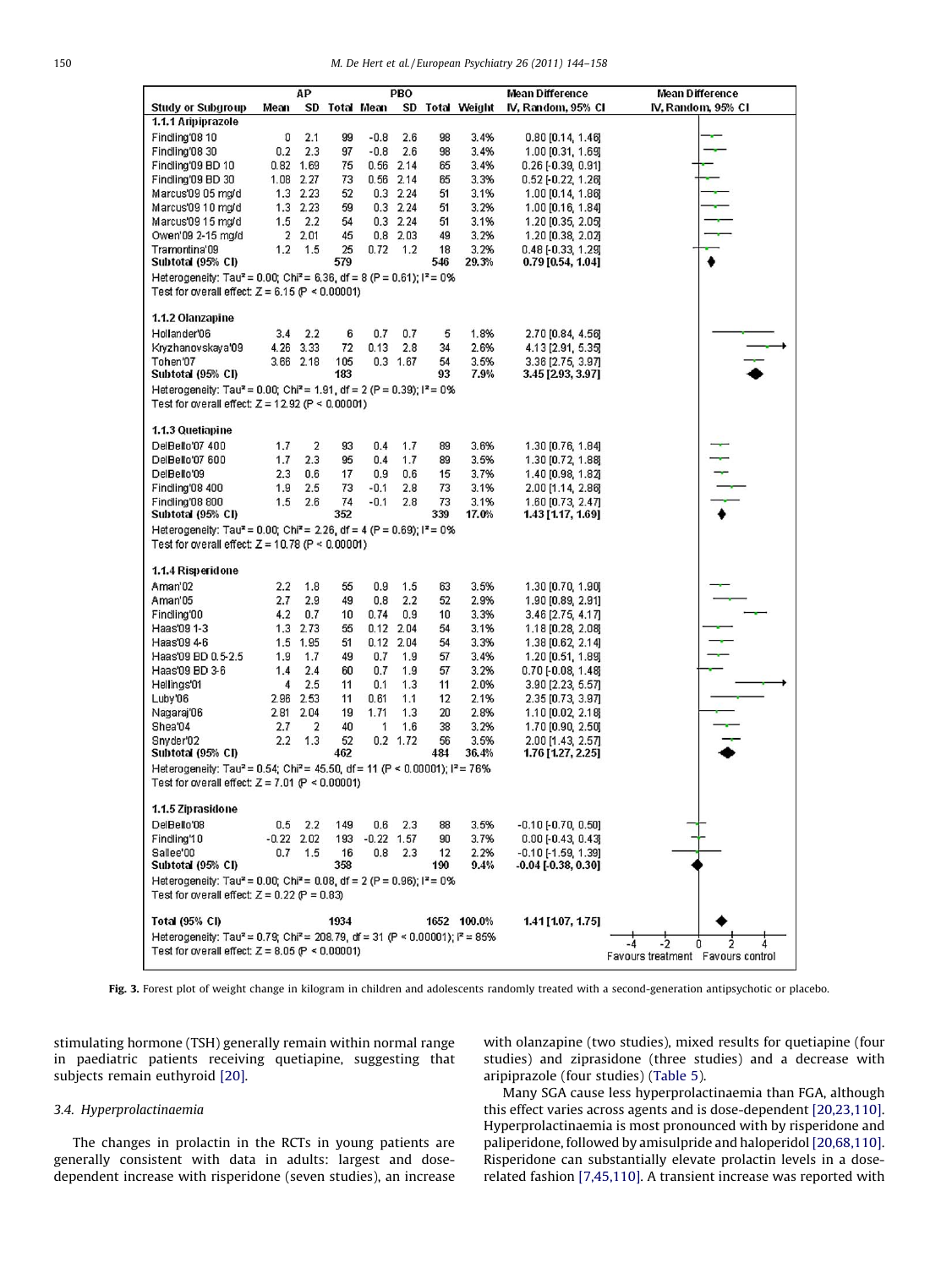| Study or Subgroup | AP Mean | AP SD | AP Total | PBO Mean | PBO SD | PBO Total | Weight | Mean Difference IV, Random, 95% CI |
|---|---|---|---|---|---|---|---|---|
| **1.1.1 Aripiprazole** | | | | | | | | |
| Findling'08 10 | 0 | 2.1 | 99 | -0.8 | 2.6 | 98 | 3.4% | 0.80 [0.14, 1.46] |
| Findling'08 30 | 0.2 | 2.3 | 97 | -0.8 | 2.6 | 98 | 3.4% | 1.00 [0.31, 1.69] |
| Findling'09 BD 10 | 0.82 | 1.69 | 75 | 0.56 | 2.14 | 65 | 3.4% | 0.26 [-0.39, 0.91] |
| Findling'09 BD 30 | 1.08 | 2.27 | 73 | 0.56 | 2.14 | 65 | 3.3% | 0.52 [-0.22, 1.26] |
| Marcus'09 05 mg/d | 1.3 | 2.23 | 52 | 0.3 | 2.24 | 51 | 3.1% | 1.00 [0.14, 1.86] |
| Marcus'09 10 mg/d | 1.3 | 2.23 | 59 | 0.3 | 2.24 | 51 | 3.2% | 1.00 [0.16, 1.84] |
| Marcus'09 15 mg/d | 1.5 | 2.2 | 54 | 0.3 | 2.24 | 51 | 3.2% | 1.20 [0.35, 2.05] |
| Owen'09 2-15 mg/d | 2 | 2.01 | 45 | 0.8 | 2.03 | 49 | 3.2% | 1.20 [0.38, 2.02] |
| Tramontina'09 | 1.2 | 1.5 | 25 | 0.72 | 1.2 | 18 | 3.2% | 0.48 [-0.33, 1.29] |
| **Subtotal (95% CI)** | | | **579** | | | **546** | **29.3%** | **0.79 [0.54, 1.04]** |
| Heterogeneity: $Tau^2 = 0.00$; $Chi^2 = 6.36$, df = 8 ($P = 0.61$); $I^2 = 0\%$ | | | | | | | | |
| Test for overall effect: $Z = 6.15$ ($P < 0.00001$) | | | | | | | | |
| **1.1.2 Olanzapine** | | | | | | | | |
| Hollander'06 | 3.4 | 2.2 | 6 | 0.7 | 0.7 | 5 | 1.8% | 2.70 [0.84, 4.56] |
| Kryzhanovskaya'09 | 4.26 | 3.33 | 72 | 0.13 | 2.8 | 34 | 2.6% | 4.13 [2.91, 5.35] |
| Tohen'07 | 3.66 | 2.18 | 105 | 0.3 | 1.67 | 54 | 3.5% | 3.36 [2.75, 3.97] |
| **Subtotal (95% CI)** | | | **183** | | | **93** | **7.9%** | **3.45 [2.93, 3.97]** |
| Heterogeneity: $Tau^2 = 0.00$; $Chi^2 = 1.91$, df = 2 ($P = 0.39$); $I^2 = 0\%$ | | | | | | | | |
| Test for overall effect: $Z = 12.92$ ($P < 0.00001$) | | | | | | | | |
| **1.1.3 Quetiapine** | | | | | | | | |
| DelBello'07 400 | 1.7 | 2 | 93 | 0.4 | 1.7 | 89 | 3.6% | 1.30 [0.76, 1.84] |
| DelBello'07 600 | 1.7 | 2.3 | 95 | 0.4 | 1.7 | 89 | 3.5% | 1.30 [0.72, 1.88] |
| DelBello'09 | 2.3 | 0.6 | 17 | 0.9 | 0.6 | 15 | 3.7% | 1.40 [0.98, 1.82] |
| Findling'08 400 | 1.9 | 2.5 | 73 | -0.1 | 2.8 | 73 | 3.1% | 2.00 [1.14, 2.86] |
| Findling'08 800 | 1.5 | 2.6 | 74 | -0.1 | 2.8 | 73 | 3.1% | 1.60 [0.73, 2.47] |
| **Subtotal (95% CI)** | | | **352** | | | **339** | **17.0%** | **1.43 [1.17, 1.69]** |
| Heterogeneity: $Tau^2 = 0.00$; $Chi^2 = 2.26$, df = 4 ($P = 0.69$); $I^2 = 0\%$ | | | | | | | | |
| Test for overall effect: $Z = 10.78$ ($P < 0.00001$) | | | | | | | | |
| **1.1.4 Risperidone** | | | | | | | | |
| Aman'02 | 2.2 | 1.8 | 55 | 0.9 | 1.5 | 63 | 3.5% | 1.30 [0.70, 1.90] |
| Aman'05 | 2.7 | 2.9 | 49 | 0.8 | 2.2 | 52 | 2.9% | 1.90 [0.89, 2.91] |
| Findling'00 | 4.2 | 0.7 | 10 | 0.74 | 0.9 | 10 | 3.3% | 3.46 [2.75, 4.17] |
| Haas'09 1-3 | 1.3 | 2.73 | 55 | 0.12 | 2.04 | 54 | 3.1% | 1.18 [0.28, 2.08] |
| Haas'09 4-6 | 1.5 | 1.95 | 51 | 0.12 | 2.04 | 54 | 3.3% | 1.38 [0.62, 2.14] |
| Haas'09 BD 0.5-2.5 | 1.9 | 1.7 | 49 | 0.7 | 1.9 | 57 | 3.4% | 1.20 [0.51, 1.89] |
| Haas'09 BD 3-6 | 1.4 | 2.4 | 60 | 0.7 | 1.9 | 57 | 3.2% | 0.70 [-0.08, 1.48] |
| Hellings'01 | 4 | 2.5 | 11 | 0.1 | 1.3 | 11 | 2.0% | 3.90 [2.23, 5.57] |
| Luby'06 | 2.96 | 2.53 | 11 | 0.61 | 1.1 | 12 | 2.1% | 2.35 [0.73, 3.97] |
| Nagaraj'06 | 2.81 | 2.04 | 19 | 1.71 | 1.3 | 20 | 2.8% | 1.10 [0.02, 2.18] |
| Shea'04 | 2.7 | 2 | 40 | 1 | 1.6 | 38 | 3.2% | 1.70 [0.90, 2.50] |
| Snyder'02 | 2.2 | 1.3 | 52 | 0.2 | 1.72 | 56 | 3.5% | 2.00 [1.43, 2.57] |
| **Subtotal (95% CI)** | | | **462** | | | **484** | **36.4%** | **1.76 [1.27, 2.25]** |
| Heterogeneity: $Tau^2 = 0.54$; $Chi^2 = 45.50$, df = 11 ($P < 0.00001$); $I^2 = 76\%$ | | | | | | | | |
| Test for overall effect: $Z = 7.01$ ($P < 0.00001$) | | | | | | | | |
| **1.1.5 Ziprasidone** | | | | | | | | |
| DelBello'08 | 0.5 | 2.2 | 149 | 0.6 | 2.3 | 88 | 3.5% | -0.10 [-0.70, 0.50] |
| Findling'10 | -0.22 | 2.02 | 193 | -0.22 | 1.57 | 90 | 3.7% | 0.00 [-0.43, 0.43] |
| Sallee'00 | 0.7 | 1.5 | 16 | 0.8 | 2.3 | 12 | 2.2% | -0.10 [-1.59, 1.39] |
| **Subtotal (95% CI)** | | | **358** | | | **190** | **9.4%** | **-0.04 [-0.38, 0.30]** |
| Heterogeneity: $Tau^2 = 0.00$; $Chi^2 = 0.08$, df = 2 ($P = 0.96$); $I^2 = 0\%$ | | | | | | | | |
| Test for overall effect: $Z = 0.22$ ($P = 0.83$) | | | | | | | | |
| **Total (95% CI)** | | | **1934** | | | **1652** | **100.0%** | **1.41 [1.07, 1.75]** |
| Heterogeneity: $Tau^2 = 0.79$; $Chi^2 = 208.79$, df = 31 ($P < 0.00001$); $I^2 = 85\%$ | | | | | | | | |
| Test for overall effect: $Z = 8.05$ ($P < 0.00001$) | | | | | | | | |

Favours treatment / Favours control

**Fig. 3.** Forest plot of weight change in kilogram in children and adolescents randomly treated with a second-generation antipsychotic or placebo.

stimulating hormone (TSH) generally remain within normal range in paediatric patients receiving quetiapine, suggesting that subjects remain euthyroid [20].

### 3.4. Hyperprolactinaemia

The changes in prolactin in the RCTs in young patients are generally consistent with data in adults: largest and dose-dependent increase with risperidone (seven studies), an increase with olanzapine (two studies), mixed results for quetiapine (four studies) and ziprasidone (three studies) and a decrease with aripiprazole (four studies) (Table 5).

Many SGA cause less hyperprolactinaemia than FGA, although this effect varies across agents and is dose-dependent [20,23,110]. Hyperprolactinaemia is most pronounced with by risperidone and paliperidone, followed by amisulpride and haloperidol [20,68,110]. Risperidone can substantially elevate prolactin levels in a dose-related fashion [7,45,110]. A transient increase was reported with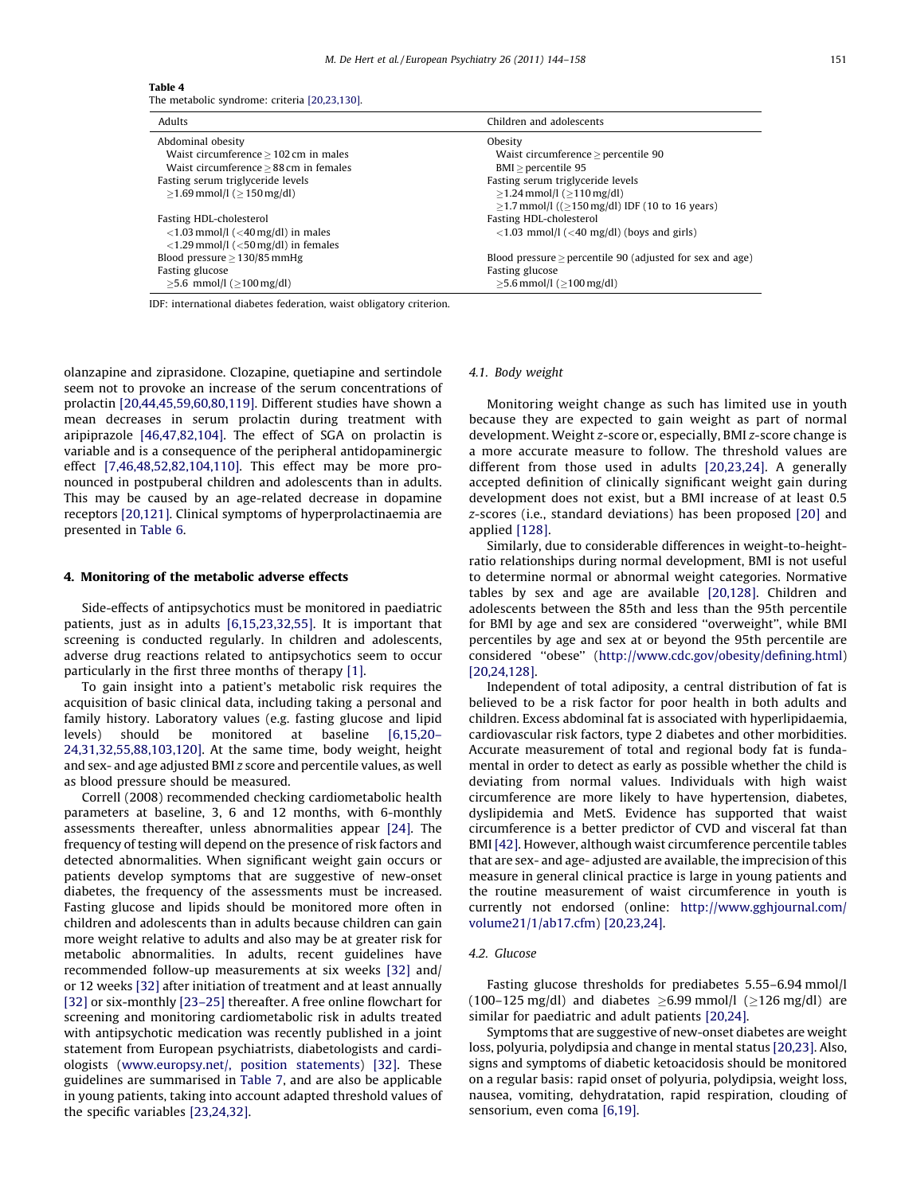**Table 4**
The metabolic syndrome: criteria [20,23,130].

| Adults | Children and adolescents |
|---|---|
| Abdominal obesity | Obesity |
| Waist circumference ≥ 102 cm in males | Waist circumference ≥ percentile 90 |
| Waist circumference ≥ 88 cm in females | BMI ≥ percentile 95 |
| Fasting serum triglyceride levels | Fasting serum triglyceride levels |
| ≥1.69 mmol/l (≥ 150 mg/dl) | ≥1.24 mmol/l (≥110 mg/dl) |
| | ≥1.7 mmol/l ((≥150 mg/dl) IDF (10 to 16 years) |
| Fasting HDL-cholesterol | Fasting HDL-cholesterol |
| <1.03 mmol/l (<40 mg/dl) in males | <1.03 mmol/l (<40 mg/dl) (boys and girls) |
| <1.29 mmol/l (<50 mg/dl) in females | |
| Blood pressure ≥ 130/85 mmHg | Blood pressure ≥ percentile 90 (adjusted for sex and age) |
| Fasting glucose | Fasting glucose |
| ≥5.6 mmol/l (≥100 mg/dl) | ≥5.6 mmol/l (≥100 mg/dl) |

IDF: international diabetes federation, waist obligatory criterion.

olanzapine and ziprasidone. Clozapine, quetiapine and sertindole seem not to provoke an increase of the serum concentrations of prolactin [20,44,45,59,60,80,119]. Different studies have shown a mean decreases in serum prolactin during treatment with aripiprazole [46,47,82,104]. The effect of SGA on prolactin is variable and is a consequence of the peripheral antidopaminergic effect [7,46,48,52,82,104,110]. This effect may be more pronounced in postpuberal children and adolescents than in adults. This may be caused by an age-related decrease in dopamine receptors [20,121]. Clinical symptoms of hyperprolactinaemia are presented in Table 6.

## 4. Monitoring of the metabolic adverse effects

Side-effects of antipsychotics must be monitored in paediatric patients, just as in adults [6,15,23,32,55]. It is important that screening is conducted regularly. In children and adolescents, adverse drug reactions related to antipsychotics seem to occur particularly in the first three months of therapy [1].

To gain insight into a patient's metabolic risk requires the acquisition of basic clinical data, including taking a personal and family history. Laboratory values (e.g. fasting glucose and lipid levels) should be monitored at baseline [6,15,20–24,31,32,55,88,103,120]. At the same time, body weight, height and sex- and age adjusted BMI *z* score and percentile values, as well as blood pressure should be measured.

Correll (2008) recommended checking cardiometabolic health parameters at baseline, 3, 6 and 12 months, with 6-monthly assessments thereafter, unless abnormalities appear [24]. The frequency of testing will depend on the presence of risk factors and detected abnormalities. When significant weight gain occurs or patients develop symptoms that are suggestive of new-onset diabetes, the frequency of the assessments must be increased. Fasting glucose and lipids should be monitored more often in children and adolescents than in adults because children can gain more weight relative to adults and also may be at greater risk for metabolic abnormalities. In adults, recent guidelines have recommended follow-up measurements at six weeks [32] and/or 12 weeks [32] after initiation of treatment and at least annually [32] or six-monthly [23–25] thereafter. A free online flowchart for screening and monitoring cardiometabolic risk in adults treated with antipsychotic medication was recently published in a joint statement from European psychiatrists, diabetologists and cardiologists (www.europsy.net/, position statements) [32]. These guidelines are summarised in Table 7, and are also be applicable in young patients, taking into account adapted threshold values of the specific variables [23,24,32].

### 4.1. Body weight

Monitoring weight change as such has limited use in youth because they are expected to gain weight as part of normal development. Weight *z*-score or, especially, BMI *z*-score change is a more accurate measure to follow. The threshold values are different from those used in adults [20,23,24]. A generally accepted definition of clinically significant weight gain during development does not exist, but a BMI increase of at least 0.5 *z*-scores (i.e., standard deviations) has been proposed [20] and applied [128].

Similarly, due to considerable differences in weight-to-height-ratio relationships during normal development, BMI is not useful to determine normal or abnormal weight categories. Normative tables by sex and age are available [20,128]. Children and adolescents between the 85th and less than the 95th percentile for BMI by age and sex are considered "overweight", while BMI percentiles by age and sex at or beyond the 95th percentile are considered "obese" (http://www.cdc.gov/obesity/defining.html) [20,24,128].

Independent of total adiposity, a central distribution of fat is believed to be a risk factor for poor health in both adults and children. Excess abdominal fat is associated with hyperlipidaemia, cardiovascular risk factors, type 2 diabetes and other morbidities. Accurate measurement of total and regional body fat is fundamental in order to detect as early as possible whether the child is deviating from normal values. Individuals with high waist circumference are more likely to have hypertension, diabetes, dyslipidemia and MetS. Evidence has supported that waist circumference is a better predictor of CVD and visceral fat than BMI [42]. However, although waist circumference percentile tables that are sex- and age- adjusted are available, the imprecision of this measure in general clinical practice is large in young patients and the routine measurement of waist circumference in youth is currently not endorsed (online: http://www.gghjournal.com/volume21/1/ab17.cfm) [20,23,24].

### 4.2. Glucose

Fasting glucose thresholds for prediabetes 5.55–6.94 mmol/l (100–125 mg/dl) and diabetes ≥6.99 mmol/l (≥126 mg/dl) are similar for paediatric and adult patients [20,24].

Symptoms that are suggestive of new-onset diabetes are weight loss, polyuria, polydipsia and change in mental status [20,23]. Also, signs and symptoms of diabetic ketoacidosis should be monitored on a regular basis: rapid onset of polyuria, polydipsia, weight loss, nausea, vomiting, dehydratation, rapid respiration, clouding of sensorium, even coma [6,19].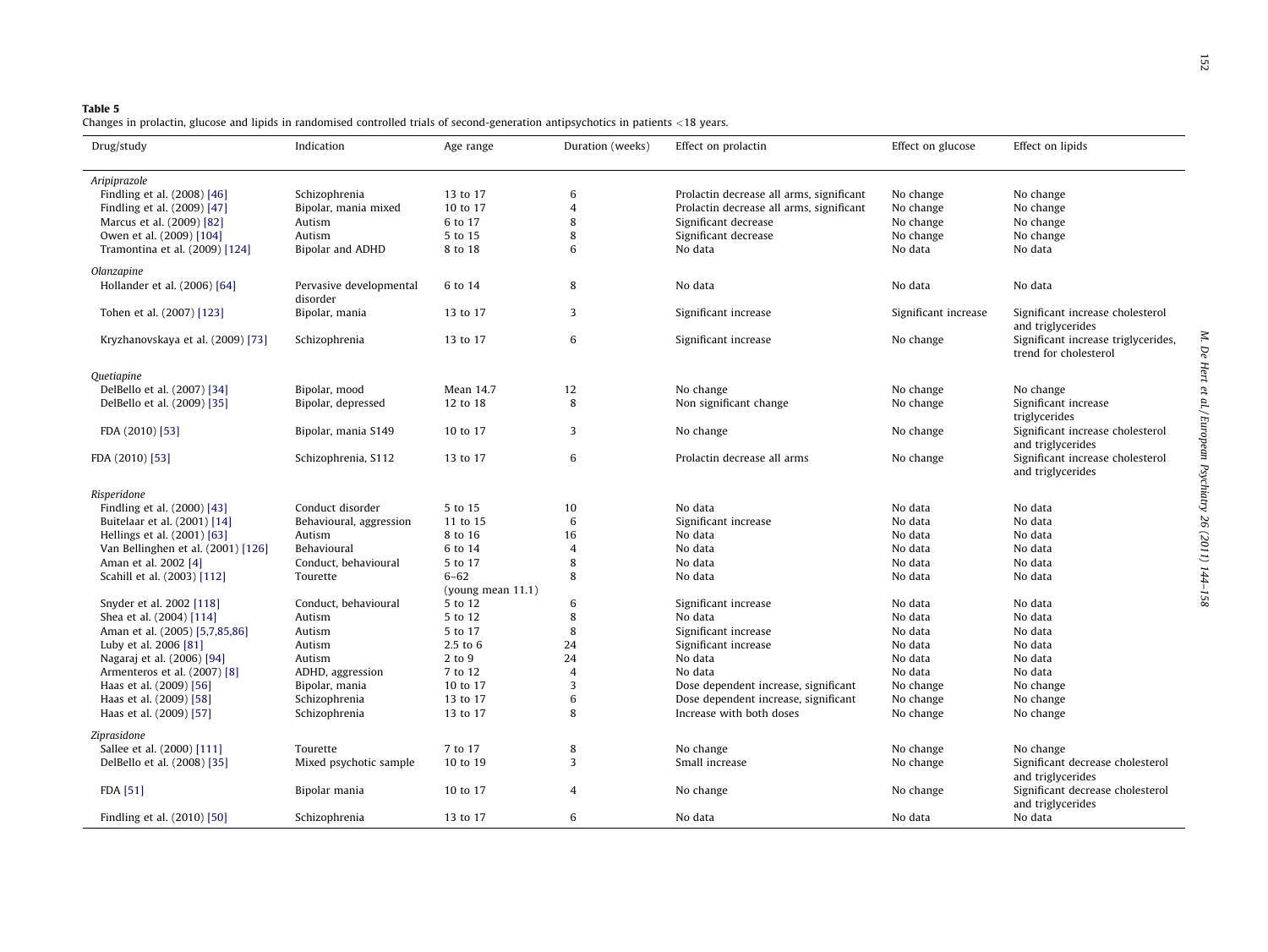**Table 5**
Changes in prolactin, glucose and lipids in randomised controlled trials of second-generation antipsychotics in patients <18 years.

| Drug/study | Indication | Age range | Duration (weeks) | Effect on prolactin | Effect on glucose | Effect on lipids |
|---|---|---|---|---|---|---|
| *Aripiprazole* | | | | | | |
| Findling et al. (2008) [46] | Schizophrenia | 13 to 17 | 6 | Prolactin decrease all arms, significant | No change | No change |
| Findling et al. (2009) [47] | Bipolar, mania mixed | 10 to 17 | 4 | Prolactin decrease all arms, significant | No change | No change |
| Marcus et al. (2009) [82] | Autism | 6 to 17 | 8 | Significant decrease | No change | No change |
| Owen et al. (2009) [104] | Autism | 5 to 15 | 8 | Significant decrease | No change | No change |
| Tramontina et al. (2009) [124] | Bipolar and ADHD | 8 to 18 | 6 | No data | No data | No data |
| *Olanzapine* | | | | | | |
| Hollander et al. (2006) [64] | Pervasive developmental disorder | 6 to 14 | 8 | No data | No data | No data |
| Tohen et al. (2007) [123] | Bipolar, mania | 13 to 17 | 3 | Significant increase | Significant increase | Significant increase cholesterol and triglycerides |
| Kryzhanovskaya et al. (2009) [73] | Schizophrenia | 13 to 17 | 6 | Significant increase | No change | Significant increase triglycerides, trend for cholesterol |
| *Quetiapine* | | | | | | |
| DelBello et al. (2007) [34] | Bipolar, mood | Mean 14.7 | 12 | No change | No change | No change |
| DelBello et al. (2009) [35] | Bipolar, depressed | 12 to 18 | 8 | Non significant change | No change | Significant increase triglycerides |
| FDA (2010) [53] | Bipolar, mania S149 | 10 to 17 | 3 | No change | No change | Significant increase cholesterol and triglycerides |
| FDA (2010) [53] | Schizophrenia, S112 | 13 to 17 | 6 | Prolactin decrease all arms | No change | Significant increase cholesterol and triglycerides |
| *Risperidone* | | | | | | |
| Findling et al. (2000) [43] | Conduct disorder | 5 to 15 | 10 | No data | No data | No data |
| Buitelaar et al. (2001) [14] | Behavioural, aggression | 11 to 15 | 6 | Significant increase | No data | No data |
| Hellings et al. (2001) [63] | Autism | 8 to 16 | 16 | No data | No data | No data |
| Van Bellinghen et al. (2001) [126] | Behavioural | 6 to 14 | 4 | No data | No data | No data |
| Aman et al. 2002 [4] | Conduct, behavioural | 5 to 17 | 8 | No data | No data | No data |
| Scahill et al. (2003) [112] | Tourette | 6–62 (young mean 11.1) | 8 | No data | No data | No data |
| Snyder et al. 2002 [118] | Conduct, behavioural | 5 to 12 | 6 | Significant increase | No data | No data |
| Shea et al. (2004) [114] | Autism | 5 to 12 | 8 | No data | No data | No data |
| Aman et al. (2005) [5,7,85,86] | Autism | 5 to 17 | 8 | Significant increase | No data | No data |
| Luby et al. 2006 [81] | Autism | 2.5 to 6 | 24 | Significant increase | No data | No data |
| Nagaraj et al. (2006) [94] | Autism | 2 to 9 | 24 | No data | No data | No data |
| Armenteros et al. (2007) [8] | ADHD, aggression | 7 to 12 | 4 | No data | No data | No data |
| Haas et al. (2009) [56] | Bipolar, mania | 10 to 17 | 3 | Dose dependent increase, significant | No change | No change |
| Haas et al. (2009) [58] | Schizophrenia | 13 to 17 | 6 | Dose dependent increase, significant | No change | No change |
| Haas et al. (2009) [57] | Schizophrenia | 13 to 17 | 8 | Increase with both doses | No change | No change |
| *Ziprasidone* | | | | | | |
| Sallee et al. (2000) [111] | Tourette | 7 to 17 | 8 | No change | No change | No change |
| DelBello et al. (2008) [35] | Mixed psychotic sample | 10 to 19 | 3 | Small increase | No change | Significant decrease cholesterol and triglycerides |
| FDA [51] | Bipolar mania | 10 to 17 | 4 | No change | No change | Significant decrease cholesterol and triglycerides |
| Findling et al. (2010) [50] | Schizophrenia | 13 to 17 | 6 | No data | No data | No data |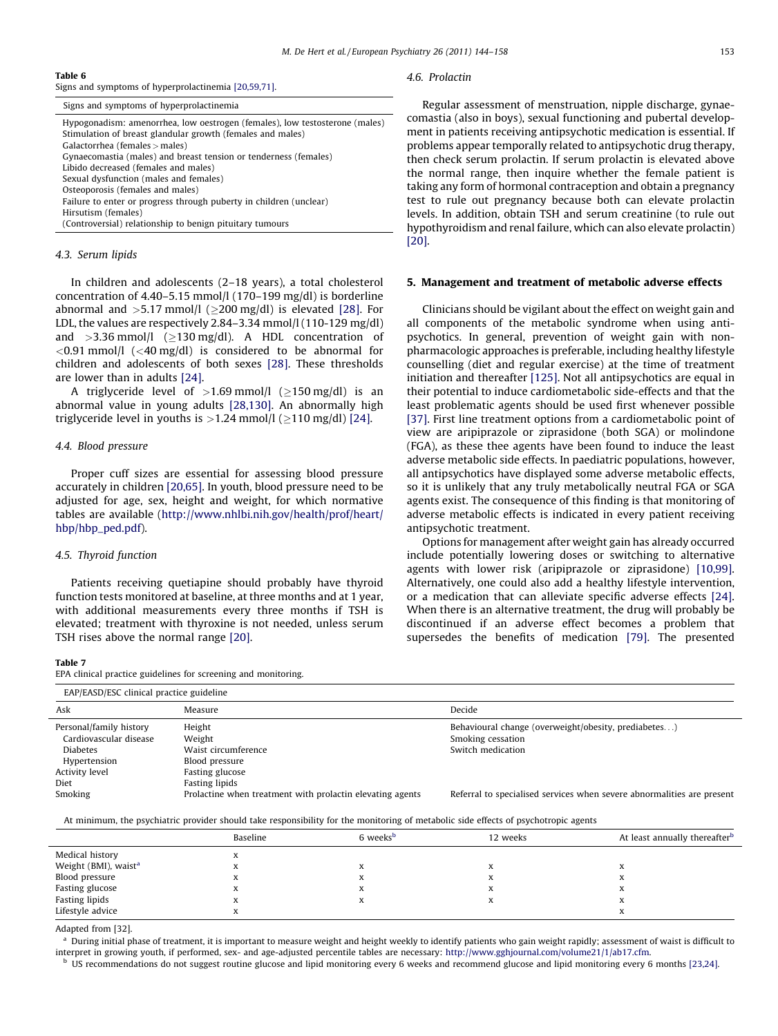**Table 6**
Signs and symptoms of hyperprolactinemia [20,59,71].

| Signs and symptoms of hyperprolactinemia |
| --- |
| Hypogonadism: amenorrhea, low oestrogen (females), low testosterone (males) |
| Stimulation of breast glandular growth (females and males) |
| Galactorrhea (females > males) |
| Gynaecomastia (males) and breast tension or tenderness (females) |
| Libido decreased (females and males) |
| Sexual dysfunction (males and females) |
| Osteoporosis (females and males) |
| Failure to enter or progress through puberty in children (unclear) |
| Hirsutism (females) |
| (Controversial) relationship to benign pituitary tumours |

### 4.3. Serum lipids

In children and adolescents (2–18 years), a total cholesterol concentration of 4.40–5.15 mmol/l (170–199 mg/dl) is borderline abnormal and >5.17 mmol/l (≥200 mg/dl) is elevated [28]. For LDL, the values are respectively 2.84–3.34 mmol/l (110-129 mg/dl) and >3.36 mmol/l (≥130 mg/dl). A HDL concentration of <0.91 mmol/l (<40 mg/dl) is considered to be abnormal for children and adolescents of both sexes [28]. These thresholds are lower than in adults [24].

A triglyceride level of >1.69 mmol/l (≥150 mg/dl) is an abnormal value in young adults [28,130]. An abnormally high triglyceride level in youths is >1.24 mmol/l (≥110 mg/dl) [24].

### 4.4. Blood pressure

Proper cuff sizes are essential for assessing blood pressure accurately in children [20,65]. In youth, blood pressure need to be adjusted for age, sex, height and weight, for which normative tables are available (http://www.nhlbi.nih.gov/health/prof/heart/hbp/hbp_ped.pdf).

### 4.5. Thyroid function

Patients receiving quetiapine should probably have thyroid function tests monitored at baseline, at three months and at 1 year, with additional measurements every three months if TSH is elevated; treatment with thyroxine is not needed, unless serum TSH rises above the normal range [20].

### 4.6. Prolactin

Regular assessment of menstruation, nipple discharge, gynaecomastia (also in boys), sexual functioning and pubertal development in patients receiving antipsychotic medication is essential. If problems appear temporally related to antipsychotic drug therapy, then check serum prolactin. If serum prolactin is elevated above the normal range, then inquire whether the female patient is taking any form of hormonal contraception and obtain a pregnancy test to rule out pregnancy because both can elevate prolactin levels. In addition, obtain TSH and serum creatinine (to rule out hypothyroidism and renal failure, which can also elevate prolactin) [20].

## 5. Management and treatment of metabolic adverse effects

Clinicians should be vigilant about the effect on weight gain and all components of the metabolic syndrome when using antipsychotics. In general, prevention of weight gain with non-pharmacologic approaches is preferable, including healthy lifestyle counselling (diet and regular exercise) at the time of treatment initiation and thereafter [125]. Not all antipsychotics are equal in their potential to induce cardiometabolic side-effects and that the least problematic agents should be used first whenever possible [37]. First line treatment options from a cardiometabolic point of view are aripiprazole or ziprasidone (both SGA) or molindone (FGA), as these thee agents have been found to induce the least adverse metabolic side effects. In paediatric populations, however, all antipsychotics have displayed some adverse metabolic effects, so it is unlikely that any truly metabolically neutral FGA or SGA agents exist. The consequence of this finding is that monitoring of adverse metabolic effects is indicated in every patient receiving antipsychotic treatment.

Options for management after weight gain has already occurred include potentially lowering doses or switching to alternative agents with lower risk (aripiprazole or ziprasidone) [10,99]. Alternatively, one could also add a healthy lifestyle intervention, or a medication that can alleviate specific adverse effects [24]. When there is an alternative treatment, the drug will probably be discontinued if an adverse effect becomes a problem that supersedes the benefits of medication [79]. The presented

**Table 7**
EPA clinical practice guidelines for screening and monitoring.

EAP/EASD/ESC clinical practice guideline

| Ask | Measure | Decide |
| --- | --- | --- |
| Personal/family history | Height | Behavioural change (overweight/obesity, prediabetes...) |
| Cardiovascular disease | Weight | Smoking cessation |
| Diabetes | Waist circumference | Switch medication |
| Hypertension | Blood pressure | |
| Activity level | Fasting glucose | |
| Diet | Fasting lipids | |
| Smoking | Prolactine when treatment with prolactin elevating agents | Referral to specialised services when severe abnormalities are present |

At minimum, the psychiatric provider should take responsibility for the monitoring of metabolic side effects of psychotropic agents

| | Baseline | 6 weeks[b] | 12 weeks | At least annually thereafter[b] |
| --- | --- | --- | --- | --- |
| Medical history | x | | | |
| Weight (BMI), waist[a] | x | x | x | x |
| Blood pressure | x | x | x | x |
| Fasting glucose | x | x | x | x |
| Fasting lipids | x | x | x | x |
| Lifestyle advice | x | | | x |

Adapted from [32].

[a] During initial phase of treatment, it is important to measure weight and height weekly to identify patients who gain weight rapidly; assessment of waist is difficult to interpret in growing youth, if performed, sex- and age-adjusted percentile tables are necessary: http://www.gghjournal.com/volume21/1/ab17.cfm.

[b] US recommendations do not suggest routine glucose and lipid monitoring every 6 weeks and recommend glucose and lipid monitoring every 6 months [23,24].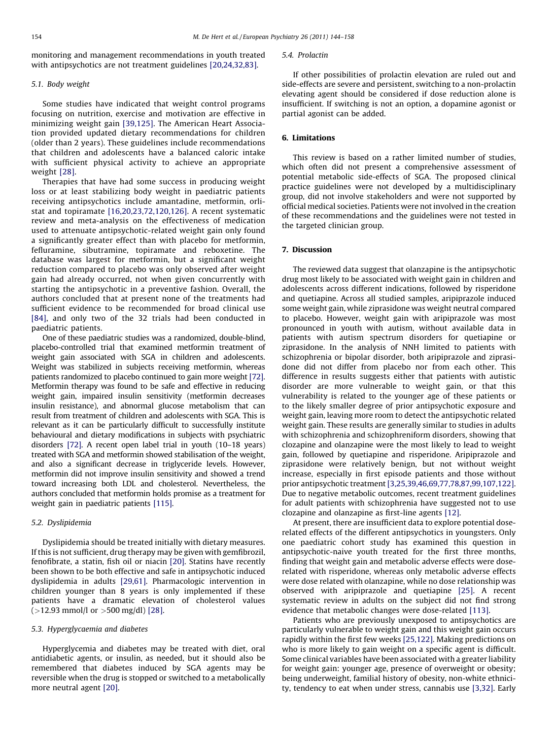monitoring and management recommendations in youth treated with antipsychotics are not treatment guidelines [20,24,32,83].

### 5.1. Body weight

Some studies have indicated that weight control programs focusing on nutrition, exercise and motivation are effective in minimizing weight gain [39,125]. The American Heart Association provided updated dietary recommendations for children (older than 2 years). These guidelines include recommendations that children and adolescents have a balanced caloric intake with sufficient physical activity to achieve an appropriate weight [28].

Therapies that have had some success in producing weight loss or at least stabilizing body weight in paediatric patients receiving antipsychotics include amantadine, metformin, orlistat and topiramate [16,20,23,72,120,126]. A recent systematic review and meta-analysis on the effectiveness of medication used to attenuate antipsychotic-related weight gain only found a significantly greater effect than with placebo for metformin, fefluramine, sibutramine, topiramate and reboxetine. The database was largest for metformin, but a significant weight reduction compared to placebo was only observed after weight gain had already occurred, not when given concurrently with starting the antipsychotic in a preventive fashion. Overall, the authors concluded that at present none of the treatments had sufficient evidence to be recommended for broad clinical use [84], and only two of the 32 trials had been conducted in paediatric patients.

One of these paediatric studies was a randomized, double-blind, placebo-controlled trial that examined metformin treatment of weight gain associated with SGA in children and adolescents. Weight was stabilized in subjects receiving metformin, whereas patients randomized to placebo continued to gain more weight [72]. Metformin therapy was found to be safe and effective in reducing weight gain, impaired insulin sensitivity (metformin decreases insulin resistance), and abnormal glucose metabolism that can result from treatment of children and adolescents with SGA. This is relevant as it can be particularly difficult to successfully institute behavioural and dietary modifications in subjects with psychiatric disorders [72]. A recent open label trial in youth (10–18 years) treated with SGA and metformin showed stabilisation of the weight, and also a significant decrease in triglyceride levels. However, metformin did not improve insulin sensitivity and showed a trend toward increasing both LDL and cholesterol. Nevertheless, the authors concluded that metformin holds promise as a treatment for weight gain in paediatric patients [115].

### 5.2. Dyslipidemia

Dyslipidemia should be treated initially with dietary measures. If this is not sufficient, drug therapy may be given with gemfibrozil, fenofibrate, a statin, fish oil or niacin [20]. Statins have recently been shown to be both effective and safe in antipsychotic induced dyslipidemia in adults [29,61]. Pharmacologic intervention in children younger than 8 years is only implemented if these patients have a dramatic elevation of cholesterol values (>12.93 mmol/l or >500 mg/dl) [28].

### 5.3. Hyperglycaemia and diabetes

Hyperglycemia and diabetes may be treated with diet, oral antidiabetic agents, or insulin, as needed, but it should also be remembered that diabetes induced by SGA agents may be reversible when the drug is stopped or switched to a metabolically more neutral agent [20].

### 5.4. Prolactin

If other possibilities of prolactin elevation are ruled out and side-effects are severe and persistent, switching to a non-prolactin elevating agent should be considered if dose reduction alone is insufficient. If switching is not an option, a dopamine agonist or partial agonist can be added.

## 6. Limitations

This review is based on a rather limited number of studies, which often did not present a comprehensive assessment of potential metabolic side-effects of SGA. The proposed clinical practice guidelines were not developed by a multidisciplinary group, did not involve stakeholders and were not supported by official medical societies. Patients were not involved in the creation of these recommendations and the guidelines were not tested in the targeted clinician group.

## 7. Discussion

The reviewed data suggest that olanzapine is the antipsychotic drug most likely to be associated with weight gain in children and adolescents across different indications, followed by risperidone and quetiapine. Across all studied samples, aripiprazole induced some weight gain, while ziprasidone was weight neutral compared to placebo. However, weight gain with aripiprazole was most pronounced in youth with autism, without available data in patients with autism spectrum disorders for quetiapine or ziprasidone. In the analysis of NNH limited to patients with schizophrenia or bipolar disorder, both aripiprazole and ziprasidone did not differ from placebo nor from each other. This difference in results suggests either that patients with autistic disorder are more vulnerable to weight gain, or that this vulnerability is related to the younger age of these patients or to the likely smaller degree of prior antipsychotic exposure and weight gain, leaving more room to detect the antipsychotic related weight gain. These results are generally similar to studies in adults with schizophrenia and schizophreniform disorders, showing that clozapine and olanzapine were the most likely to lead to weight gain, followed by quetiapine and risperidone. Aripiprazole and ziprasidone were relatively benign, but not without weight increase, especially in first episode patients and those without prior antipsychotic treatment [3,25,39,46,69,77,78,87,99,107,122]. Due to negative metabolic outcomes, recent treatment guidelines for adult patients with schizophrenia have suggested not to use clozapine and olanzapine as first-line agents [12].

At present, there are insufficient data to explore potential dose-related effects of the different antipsychotics in youngsters. Only one paediatric cohort study has examined this question in antipsychotic-naive youth treated for the first three months, finding that weight gain and metabolic adverse effects were dose-related with risperidone, whereas only metabolic adverse effects were dose related with olanzapine, while no dose relationship was observed with aripiprazole and quetiapine [25]. A recent systematic review in adults on the subject did not find strong evidence that metabolic changes were dose-related [113].

Patients who are previously unexposed to antipsychotics are particularly vulnerable to weight gain and this weight gain occurs rapidly within the first few weeks [25,122]. Making predictions on who is more likely to gain weight on a specific agent is difficult. Some clinical variables have been associated with a greater liability for weight gain: younger age, presence of overweight or obesity; being underweight, familial history of obesity, non-white ethnicity, tendency to eat when under stress, cannabis use [3,32]. Early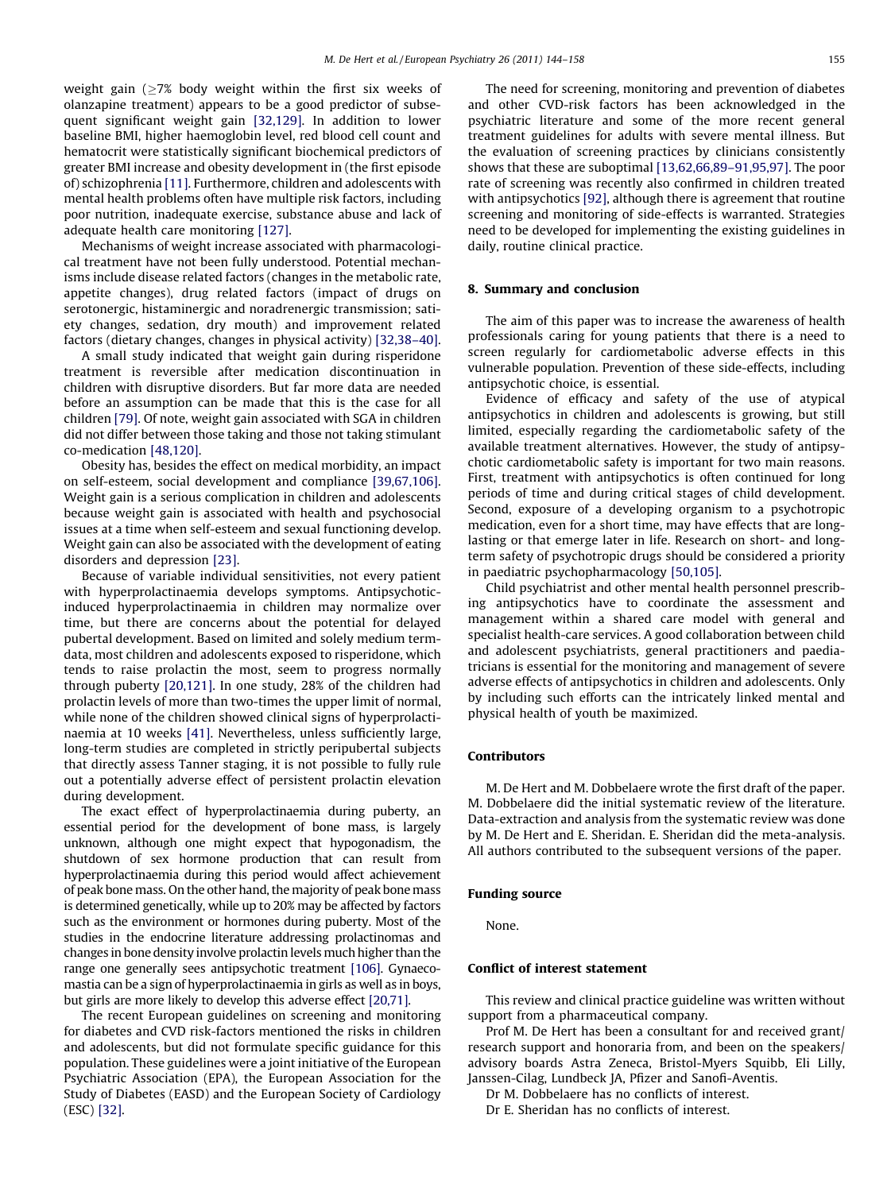weight gain (≥7% body weight within the first six weeks of olanzapine treatment) appears to be a good predictor of subsequent significant weight gain [32,129]. In addition to lower baseline BMI, higher haemoglobin level, red blood cell count and hematocrit were statistically significant biochemical predictors of greater BMI increase and obesity development in (the first episode of) schizophrenia [11]. Furthermore, children and adolescents with mental health problems often have multiple risk factors, including poor nutrition, inadequate exercise, substance abuse and lack of adequate health care monitoring [127].

Mechanisms of weight increase associated with pharmacological treatment have not been fully understood. Potential mechanisms include disease related factors (changes in the metabolic rate, appetite changes), drug related factors (impact of drugs on serotonergic, histaminergic and noradrenergic transmission; satiety changes, sedation, dry mouth) and improvement related factors (dietary changes, changes in physical activity) [32,38–40].

A small study indicated that weight gain during risperidone treatment is reversible after medication discontinuation in children with disruptive disorders. But far more data are needed before an assumption can be made that this is the case for all children [79]. Of note, weight gain associated with SGA in children did not differ between those taking and those not taking stimulant co-medication [48,120].

Obesity has, besides the effect on medical morbidity, an impact on self-esteem, social development and compliance [39,67,106]. Weight gain is a serious complication in children and adolescents because weight gain is associated with health and psychosocial issues at a time when self-esteem and sexual functioning develop. Weight gain can also be associated with the development of eating disorders and depression [23].

Because of variable individual sensitivities, not every patient with hyperprolactinaemia develops symptoms. Antipsychotic-induced hyperprolactinaemia in children may normalize over time, but there are concerns about the potential for delayed pubertal development. Based on limited and solely medium term-data, most children and adolescents exposed to risperidone, which tends to raise prolactin the most, seem to progress normally through puberty [20,121]. In one study, 28% of the children had prolactin levels of more than two-times the upper limit of normal, while none of the children showed clinical signs of hyperprolactinaemia at 10 weeks [41]. Nevertheless, unless sufficiently large, long-term studies are completed in strictly peripubertal subjects that directly assess Tanner staging, it is not possible to fully rule out a potentially adverse effect of persistent prolactin elevation during development.

The exact effect of hyperprolactinaemia during puberty, an essential period for the development of bone mass, is largely unknown, although one might expect that hypogonadism, the shutdown of sex hormone production that can result from hyperprolactinaemia during this period would affect achievement of peak bone mass. On the other hand, the majority of peak bone mass is determined genetically, while up to 20% may be affected by factors such as the environment or hormones during puberty. Most of the studies in the endocrine literature addressing prolactinomas and changes in bone density involve prolactin levels much higher than the range one generally sees antipsychotic treatment [106]. Gynaecomastia can be a sign of hyperprolactinaemia in girls as well as in boys, but girls are more likely to develop this adverse effect [20,71].

The recent European guidelines on screening and monitoring for diabetes and CVD risk-factors mentioned the risks in children and adolescents, but did not formulate specific guidance for this population. These guidelines were a joint initiative of the European Psychiatric Association (EPA), the European Association for the Study of Diabetes (EASD) and the European Society of Cardiology (ESC) [32].

The need for screening, monitoring and prevention of diabetes and other CVD-risk factors has been acknowledged in the psychiatric literature and some of the more recent general treatment guidelines for adults with severe mental illness. But the evaluation of screening practices by clinicians consistently shows that these are suboptimal [13,62,66,89–91,95,97]. The poor rate of screening was recently also confirmed in children treated with antipsychotics [92], although there is agreement that routine screening and monitoring of side-effects is warranted. Strategies need to be developed for implementing the existing guidelines in daily, routine clinical practice.

## 8. Summary and conclusion

The aim of this paper was to increase the awareness of health professionals caring for young patients that there is a need to screen regularly for cardiometabolic adverse effects in this vulnerable population. Prevention of these side-effects, including antipsychotic choice, is essential.

Evidence of efficacy and safety of the use of atypical antipsychotics in children and adolescents is growing, but still limited, especially regarding the cardiometabolic safety of the available treatment alternatives. However, the study of antipsychotic cardiometabolic safety is important for two main reasons. First, treatment with antipsychotics is often continued for long periods of time and during critical stages of child development. Second, exposure of a developing organism to a psychotropic medication, even for a short time, may have effects that are long-lasting or that emerge later in life. Research on short- and long-term safety of psychotropic drugs should be considered a priority in paediatric psychopharmacology [50,105].

Child psychiatrist and other mental health personnel prescribing antipsychotics have to coordinate the assessment and management within a shared care model with general and specialist health-care services. A good collaboration between child and adolescent psychiatrists, general practitioners and paediatricians is essential for the monitoring and management of severe adverse effects of antipsychotics in children and adolescents. Only by including such efforts can the intricately linked mental and physical health of youth be maximized.

## Contributors

M. De Hert and M. Dobbelaere wrote the first draft of the paper. M. Dobbelaere did the initial systematic review of the literature. Data-extraction and analysis from the systematic review was done by M. De Hert and E. Sheridan. E. Sheridan did the meta-analysis. All authors contributed to the subsequent versions of the paper.

## Funding source

None.

## Conflict of interest statement

This review and clinical practice guideline was written without support from a pharmaceutical company.

Prof M. De Hert has been a consultant for and received grant/research support and honoraria from, and been on the speakers/advisory boards Astra Zeneca, Bristol-Myers Squibb, Eli Lilly, Janssen-Cilag, Lundbeck JA, Pfizer and Sanofi-Aventis.

Dr M. Dobbelaere has no conflicts of interest.

Dr E. Sheridan has no conflicts of interest.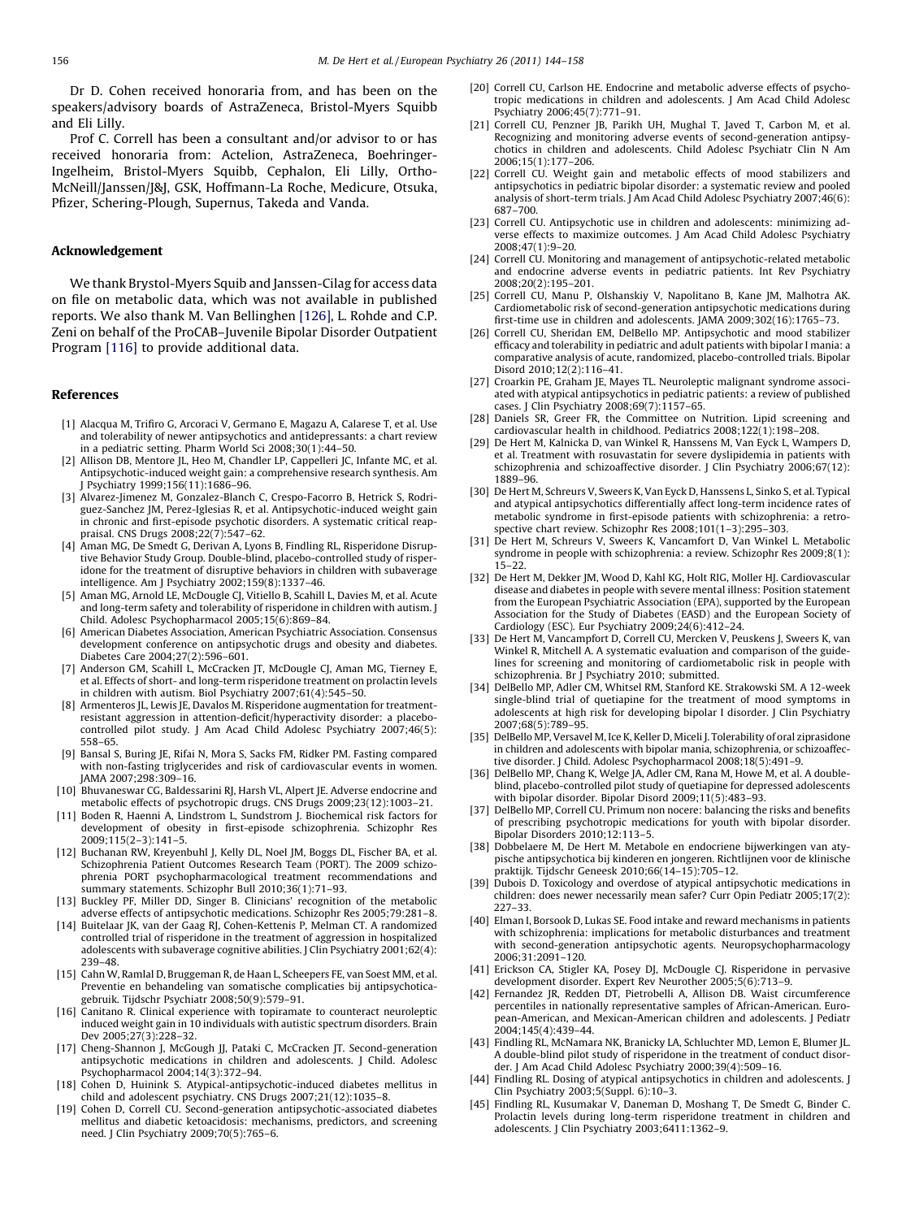Dr D. Cohen received honoraria from, and has been on the speakers/advisory boards of AstraZeneca, Bristol-Myers Squibb and Eli Lilly.

Prof C. Correll has been a consultant and/or advisor to or has received honoraria from: Actelion, AstraZeneca, Boehringer-Ingelheim, Bristol-Myers Squibb, Cephalon, Eli Lilly, Ortho-McNeill/Janssen/J&J, GSK, Hoffmann-La Roche, Medicure, Otsuka, Pfizer, Schering-Plough, Supernus, Takeda and Vanda.

## Acknowledgement

We thank Brystol-Myers Squib and Janssen-Cilag for access data on file on metabolic data, which was not available in published reports. We also thank M. Van Bellinghen [126], L. Rohde and C.P. Zeni on behalf of the ProCAB–Juvenile Bipolar Disorder Outpatient Program [116] to provide additional data.

## References

[1] Alacqua M, Trifiro G, Arcoraci V, Germano E, Magazu A, Calarese T, et al. Use and tolerability of newer antipsychotics and antidepressants: a chart review in a pediatric setting. Pharm World Sci 2008;30(1):44–50.

[2] Allison DB, Mentore JL, Heo M, Chandler LP, Cappelleri JC, Infante MC, et al. Antipsychotic-induced weight gain: a comprehensive research synthesis. Am J Psychiatry 1999;156(11):1686–96.

[3] Alvarez-Jimenez M, Gonzalez-Blanch C, Crespo-Facorro B, Hetrick S, Rodriguez-Sanchez JM, Perez-Iglesias R, et al. Antipsychotic-induced weight gain in chronic and first-episode psychotic disorders. A systematic critical reappraisal. CNS Drugs 2008;22(7):547–62.

[4] Aman MG, De Smedt G, Derivan A, Lyons B, Findling RL, Risperidone Disruptive Behavior Study Group. Double-blind, placebo-controlled study of risperidone for the treatment of disruptive behaviors in children with subaverage intelligence. Am J Psychiatry 2002;159(8):1337–46.

[5] Aman MG, Arnold LE, McDougle CJ, Vitiello B, Scahill L, Davies M, et al. Acute and long-term safety and tolerability of risperidone in children with autism. J Child. Adolesc Psychopharmacol 2005;15(6):869–84.

[6] American Diabetes Association, American Psychiatric Association. Consensus development conference on antipsychotic drugs and obesity and diabetes. Diabetes Care 2004;27(2):596–601.

[7] Anderson GM, Scahill L, McCracken JT, McDougle CJ, Aman MG, Tierney E, et al. Effects of short- and long-term risperidone treatment on prolactin levels in children with autism. Biol Psychiatry 2007;61(4):545–50.

[8] Armenteros JL, Lewis JE, Davalos M. Risperidone augmentation for treatment-resistant aggression in attention-deficit/hyperactivity disorder: a placebo-controlled pilot study. J Am Acad Child Adolesc Psychiatry 2007;46(5): 558–65.

[9] Bansal S, Buring JE, Rifai N, Mora S, Sacks FM, Ridker PM. Fasting compared with non-fasting triglycerides and risk of cardiovascular events in women. JAMA 2007;298:309–16.

[10] Bhuvaneswar CG, Baldessarini RJ, Harsh VL, Alpert JE. Adverse endocrine and metabolic effects of psychotropic drugs. CNS Drugs 2009;23(12):1003–21.

[11] Boden R, Haenni A, Lindstrom L, Sundstrom J. Biochemical risk factors for development of obesity in first-episode schizophrenia. Schizophr Res 2009;115(2–3):141–5.

[12] Buchanan RW, Kreyenbuhl J, Kelly DL, Noel JM, Boggs DL, Fischer BA, et al. Schizophrenia Patient Outcomes Research Team (PORT). The 2009 schizophrenia PORT psychopharmacological treatment recommendations and summary statements. Schizophr Bull 2010;36(1):71–93.

[13] Buckley PF, Miller DD, Singer B. Clinicians' recognition of the metabolic adverse effects of antipsychotic medications. Schizophr Res 2005;79:281–8.

[14] Buitelaar JK, van der Gaag RJ, Cohen-Kettenis P, Melman CT. A randomized controlled trial of risperidone in the treatment of aggression in hospitalized adolescents with subaverage cognitive abilities. J Clin Psychiatry 2001;62(4): 239–48.

[15] Cahn W, Ramlal D, Bruggeman R, de Haan L, Scheepers FE, van Soest MM, et al. Preventie en behandeling van somatische complicaties bij antipsychoticagebruik. Tijdschr Psychiatr 2008;50(9):579–91.

[16] Canitano R. Clinical experience with topiramate to counteract neuroleptic induced weight gain in 10 individuals with autistic spectrum disorders. Brain Dev 2005;27(3):228–32.

[17] Cheng-Shannon J, McGough JJ, Pataki C, McCracken JT. Second-generation antipsychotic medications in children and adolescents. J Child. Adolesc Psychopharmacol 2004;14(3):372–94.

[18] Cohen D, Huinink S. Atypical-antipsychotic-induced diabetes mellitus in child and adolescent psychiatry. CNS Drugs 2007;21(12):1035–8.

[19] Cohen D, Correll CU. Second-generation antipsychotic-associated diabetes mellitus and diabetic ketoacidosis: mechanisms, predictors, and screening need. J Clin Psychiatry 2009;70(5):765–6.

[20] Correll CU, Carlson HE. Endocrine and metabolic adverse effects of psychotropic medications in children and adolescents. J Am Acad Child Adolesc Psychiatry 2006;45(7):771–91.

[21] Correll CU, Penzner JB, Parikh UH, Mughal T, Javed T, Carbon M, et al. Recognizing and monitoring adverse events of second-generation antipsychotics in children and adolescents. Child Adolesc Psychiatr Clin N Am 2006;15(1):177–206.

[22] Correll CU. Weight gain and metabolic effects of mood stabilizers and antipsychotics in pediatric bipolar disorder: a systematic review and pooled analysis of short-term trials. J Am Acad Child Adolesc Psychiatry 2007;46(6): 687–700.

[23] Correll CU. Antipsychotic use in children and adolescents: minimizing adverse effects to maximize outcomes. J Am Acad Child Adolesc Psychiatry 2008;47(1):9–20.

[24] Correll CU. Monitoring and management of antipsychotic-related metabolic and endocrine adverse events in pediatric patients. Int Rev Psychiatry 2008;20(2):195–201.

[25] Correll CU, Manu P, Olshanskiy V, Napolitano B, Kane JM, Malhotra AK. Cardiometabolic risk of second-generation antipsychotic medications during first-time use in children and adolescents. JAMA 2009;302(16):1765–73.

[26] Correll CU, Sheridan EM, DelBello MP. Antipsychotic and mood stabilizer efficacy and tolerability in pediatric and adult patients with bipolar I mania: a comparative analysis of acute, randomized, placebo-controlled trials. Bipolar Disord 2010;12(2):116–41.

[27] Croarkin PE, Graham JE, Mayes TL. Neuroleptic malignant syndrome associated with atypical antipsychotics in pediatric patients: a review of published cases. J Clin Psychiatry 2008;69(7):1157–65.

[28] Daniels SR, Greer FR, the Committee on Nutrition. Lipid screening and cardiovascular health in childhood. Pediatrics 2008;122(1):198–208.

[29] De Hert M, Kalnicka D, van Winkel R, Hanssens M, Van Eyck L, Wampers D, et al. Treatment with rosuvastatin for severe dyslipidemia in patients with schizophrenia and schizoaffective disorder. J Clin Psychiatry 2006;67(12): 1889–96.

[30] De Hert M, Schreurs V, Sweers K, Van Eyck D, Hanssens L, Sinko S, et al. Typical and atypical antipsychotics differentially affect long-term incidence rates of metabolic syndrome in first-episode patients with schizophrenia: a retrospective chart review. Schizophr Res 2008;101(1–3):295–303.

[31] De Hert M, Schreurs V, Sweers K, Vancamfort D, Van Winkel L. Metabolic syndrome in people with schizophrenia: a review. Schizophr Res 2009;8(1): 15–22.

[32] De Hert M, Dekker JM, Wood D, Kahl KG, Holt RIG, Moller HJ. Cardiovascular disease and diabetes in people with severe mental illness: Position statement from the European Psychiatric Association (EPA), supported by the European Association for the Study of Diabetes (EASD) and the European Society of Cardiology (ESC). Eur Psychiatry 2009;24(6):412–24.

[33] De Hert M, Vancampfort D, Correll CU, Mercken V, Peuskens J, Sweers K, van Winkel R, Mitchell A. A systematic evaluation and comparison of the guidelines for screening and monitoring of cardiometabolic risk in people with schizophrenia. Br J Psychiatry 2010; submitted.

[34] DelBello MP, Adler CM, Whitsel RM, Stanford KE. Strakowski SM. A 12-week single-blind trial of quetiapine for the treatment of mood symptoms in adolescents at high risk for developing bipolar I disorder. J Clin Psychiatry 2007;68(5):789–95.

[35] DelBello MP, Versavel M, Ice K, Keller D, Miceli J. Tolerability of oral ziprasidone in children and adolescents with bipolar mania, schizophrenia, or schizoaffective disorder. J Child. Adolesc Psychopharmacol 2008;18(5):491–9.

[36] DelBello MP, Chang K, Welge JA, Adler CM, Rana M, Howe M, et al. A double-blind, placebo-controlled pilot study of quetiapine for depressed adolescents with bipolar disorder. Bipolar Disord 2009;11(5):483–93.

[37] DelBello MP, Correll CU. Primum non nocere: balancing the risks and benefits of prescribing psychotropic medications for youth with bipolar disorder. Bipolar Disorders 2010;12:113–5.

[38] Dobbelaere M, De Hert M. Metabole en endocriene bijwerkingen van atypische antipsychotica bij kinderen en jongeren. Richtlijnen voor de klinische praktijk. Tijdschr Geneesk 2010;66(14–15):705–12.

[39] Dubois D. Toxicology and overdose of atypical antipsychotic medications in children: does newer necessarily mean safer? Curr Opin Pediatr 2005;17(2): 227–33.

[40] Elman I, Borsook D, Lukas SE. Food intake and reward mechanisms in patients with schizophrenia: implications for metabolic disturbances and treatment with second-generation antipsychotic agents. Neuropsychopharmacology 2006;31:2091–120.

[41] Erickson CA, Stigler KA, Posey DJ, McDougle CJ. Risperidone in pervasive development disorder. Expert Rev Neurother 2005;5(6):713–9.

[42] Fernandez JR, Redden DT, Pietrobelli A, Allison DB. Waist circumference percentiles in nationally representative samples of African-American. European-American, and Mexican-American children and adolescents. J Pediatr 2004;145(4):439–44.

[43] Findling RL, McNamara NK, Branicky LA, Schluchter MD, Lemon E, Blumer JL. A double-blind pilot study of risperidone in the treatment of conduct disorder. J Am Acad Child Adolesc Psychiatry 2000;39(4):509–16.

[44] Findling RL. Dosing of atypical antipsychotics in children and adolescents. J Clin Psychiatry 2003;5(Suppl. 6):10–3.

[45] Findling RL, Kusumakar V, Daneman D, Moshang T, De Smedt G, Binder C. Prolactin levels during long-term risperidone treatment in children and adolescents. J Clin Psychiatry 2003;6411:1362–9.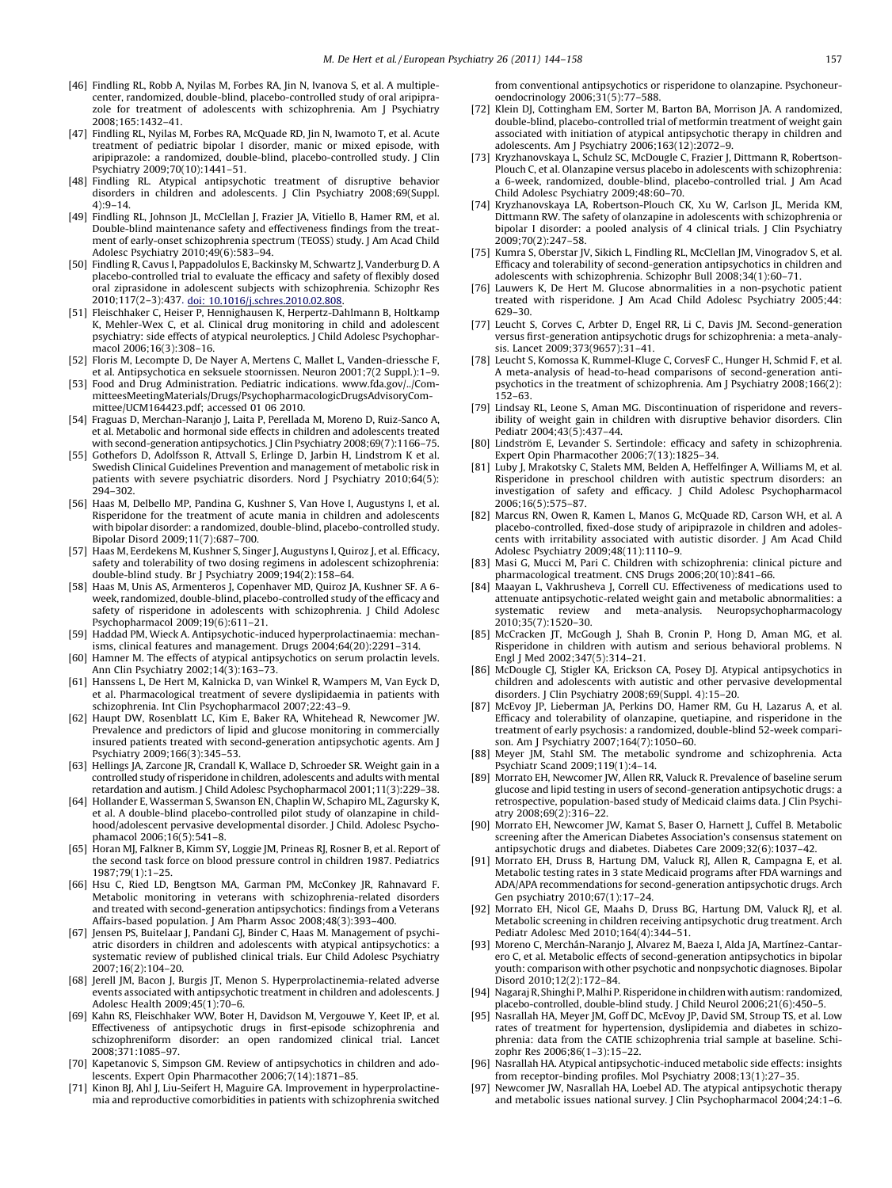[46] Findling RL, Robb A, Nyilas M, Forbes RA, Jin N, Ivanova S, et al. A multiple-center, randomized, double-blind, placebo-controlled study of oral aripiprazole for treatment of adolescents with schizophrenia. Am J Psychiatry 2008;165:1432–41.

[47] Findling RL, Nyilas M, Forbes RA, McQuade RD, Jin N, Iwamoto T, et al. Acute treatment of pediatric bipolar I disorder, manic or mixed episode, with aripiprazole: a randomized, double-blind, placebo-controlled study. J Clin Psychiatry 2009;70(10):1441–51.

[48] Findling RL. Atypical antipsychotic treatment of disruptive behavior disorders in children and adolescents. J Clin Psychiatry 2008;69(Suppl. 4):9–14.

[49] Findling RL, Johnson JL, McClellan J, Frazier JA, Vitiello B, Hamer RM, et al. Double-blind maintenance safety and effectiveness findings from the treatment of early-onset schizophrenia spectrum (TEOSS) study. J Am Acad Child Adolesc Psychiatry 2010;49(6):583–94.

[50] Findling R, Cavus I, Pappadolulos E, Backinsky M, Schwartz J, Vanderburg D. A placebo-controlled trial to evaluate the efficacy and safety of flexibly dosed oral ziprasidone in adolescent subjects with schizophrenia. Schizophr Res 2010;117(2–3):437. doi: 10.1016/j.schres.2010.02.808.

[51] Fleischhaker C, Heiser P, Hennighausen K, Herpertz-Dahlmann B, Holtkamp K, Mehler-Wex C, et al. Clinical drug monitoring in child and adolescent psychiatry: side effects of atypical neuroleptics. J Child Adolesc Psychopharmacol 2006;16(3):308–16.

[52] Floris M, Lecompte D, De Nayer A, Mertens C, Mallet L, Vanden-driessche F, et al. Antipsychotica en seksuele stoornissen. Neuron 2001;7(2 Suppl.):1–9.

[53] Food and Drug Administration. Pediatric indications. www.fda.gov/../CommitteesMeetingMaterials/Drugs/PsychopharmacologicDrugsAdvisoryCommittee/UCM164423.pdf; accessed 01 06 2010.

[54] Fraguas D, Merchan-Naranjo J, Laita P, Perellada M, Moreno D, Ruiz-Sanco A, et al. Metabolic and hormonal side effects in children and adolescents treated with second-generation antipsychotics. J Clin Psychiatry 2008;69(7):1166–75.

[55] Gothefors D, Adolfsson R, Attvall S, Erlinge D, Jarbin H, Lindstrom K et al. Swedish Clinical Guidelines Prevention and management of metabolic risk in patients with severe psychiatric disorders. Nord J Psychiatry 2010;64(5): 294–302.

[56] Haas M, Delbello MP, Pandina G, Kushner S, Van Hove I, Augustyns I, et al. Risperidone for the treatment of acute mania in children and adolescents with bipolar disorder: a randomized, double-blind, placebo-controlled study. Bipolar Disord 2009;11(7):687–700.

[57] Haas M, Eerdekens M, Kushner S, Singer J, Augustyns I, Quiroz J, et al. Efficacy, safety and tolerability of two dosing regimens in adolescent schizophrenia: double-blind study. Br J Psychiatry 2009;194(2):158–64.

[58] Haas M, Unis AS, Armenteros J, Copenhaver MD, Quiroz JA, Kushner SF. A 6-week, randomized, double-blind, placebo-controlled study of the efficacy and safety of risperidone in adolescents with schizophrenia. J Child Adolesc Psychopharmacol 2009;19(6):611–21.

[59] Haddad PM, Wieck A. Antipsychotic-induced hyperprolactinaemia: mechanisms, clinical features and management. Drugs 2004;64(20):2291–314.

[60] Hamner M. The effects of atypical antipsychotics on serum prolactin levels. Ann Clin Psychiatry 2002;14(3):163–73.

[61] Hanssens L, De Hert M, Kalnicka D, van Winkel R, Wampers M, Van Eyck D, et al. Pharmacological treatment of severe dyslipidaemia in patients with schizophrenia. Int Clin Psychopharmacol 2007;22:43–9.

[62] Haupt DW, Rosenblatt LC, Kim E, Baker RA, Whitehead R, Newcomer JW. Prevalence and predictors of lipid and glucose monitoring in commercially insured patients treated with second-generation antipsychotic agents. Am J Psychiatry 2009;166(3):345–53.

[63] Hellings JA, Zarcone JR, Crandall K, Wallace D, Schroeder SR. Weight gain in a controlled study of risperidone in children, adolescents and adults with mental retardation and autism. J Child Adolesc Psychopharmacol 2001;11(3):229–38.

[64] Hollander E, Wasserman S, Swanson EN, Chaplin W, Schapiro ML, Zagursky K, et al. A double-blind placebo-controlled pilot study of olanzapine in childhood/adolescent pervasive developmental disorder. J Child. Adolesc Psychophamacol 2006;16(5):541–8.

[65] Horan MJ, Falkner B, Kimm SY, Loggie JM, Prineas RJ, Rosner B, et al. Report of the second task force on blood pressure control in children 1987. Pediatrics 1987;79(1):1–25.

[66] Hsu C, Ried LD, Bengtson MA, Garman PM, McConkey JR, Rahnavard F. Metabolic monitoring in veterans with schizophrenia-related disorders and treated with second-generation antipsychotics: findings from a Veterans Affairs-based population. J Am Pharm Assoc 2008;48(3):393–400.

[67] Jensen PS, Buitelaar J, Pandani GJ, Binder C, Haas M. Management of psychiatric disorders in children and adolescents with atypical antipsychotics: a systematic review of published clinical trials. Eur Child Adolesc Psychiatry 2007;16(2):104–20.

[68] Jerell JM, Bacon J, Burgis JT, Menon S. Hyperprolactinemia-related adverse events associated with antipsychotic treatment in children and adolescents. J Adolesc Health 2009;45(1):70–6.

[69] Kahn RS, Fleischhaker WW, Boter H, Davidson M, Vergouwe Y, Keet IP, et al. Effectiveness of antipsychotic drugs in first-episode schizophrenia and schizophreniform disorder: an open randomized clinical trial. Lancet 2008;371:1085–97.

[70] Kapetanovic S, Simpson GM. Review of antipsychotics in children and adolescents. Expert Opin Pharmacother 2006;7(14):1871–85.

[71] Kinon BJ, Ahl J, Liu-Seifert H, Maguire GA. Improvement in hyperprolactinemia and reproductive comorbidities in patients with schizophrenia switched from conventional antipsychotics or risperidone to olanzapine. Psychoneuroendocrinology 2006;31(5):77–588.

[72] Klein DJ, Cottingham EM, Sorter M, Barton BA, Morrison JA. A randomized, double-blind, placebo-controlled trial of metformin treatment of weight gain associated with initiation of atypical antipsychotic therapy in children and adolescents. Am J Psychiatry 2006;163(12):2072–9.

[73] Kryzhanovskaya L, Schulz SC, McDougle C, Frazier J, Dittmann R, Robertson-Plouch C, et al. Olanzapine versus placebo in adolescents with schizophrenia: a 6-week, randomized, double-blind, placebo-controlled trial. J Am Acad Child Adolesc Psychiatry 2009;48:60–70.

[74] Kryzhanovskaya LA, Robertson-Plouch CK, Xu W, Carlson JL, Merida KM, Dittmann RW. The safety of olanzapine in adolescents with schizophrenia or bipolar I disorder: a pooled analysis of 4 clinical trials. J Clin Psychiatry 2009;70(2):247–58.

[75] Kumra S, Oberstar JV, Sikich L, Findling RL, McClellan JM, Vinogradov S, et al. Efficacy and tolerability of second-generation antipsychotics in children and adolescents with schizophrenia. Schizophr Bull 2008;34(1):60–71.

[76] Lauwers K, De Hert M. Glucose abnormalities in a non-psychotic patient treated with risperidone. J Am Acad Child Adolesc Psychiatry 2005;44: 629–30.

[77] Leucht S, Corves C, Arbter D, Engel RR, Li C, Davis JM. Second-generation versus first-generation antipsychotic drugs for schizophrenia: a meta-analysis. Lancet 2009;373(9657):31–41.

[78] Leucht S, Komossa K, Rummel-Kluge C, CorvesF C., Hunger H, Schmid F, et al. A meta-analysis of head-to-head comparisons of second-generation antipsychotics in the treatment of schizophrenia. Am J Psychiatry 2008;166(2): 152–63.

[79] Lindsay RL, Leone S, Aman MG. Discontinuation of risperidone and reversibility of weight gain in children with disruptive behavior disorders. Clin Pediatr 2004;43(5):437–44.

[80] Lindström E, Levander S. Sertindole: efficacy and safety in schizophrenia. Expert Opin Pharmacother 2006;7(13):1825–34.

[81] Luby J, Mrakotsky C, Stalets MM, Belden A, Heffelfinger A, Williams M, et al. Risperidone in preschool children with autistic spectrum disorders: an investigation of safety and efficacy. J Child Adolesc Psychopharmacol 2006;16(5):575–87.

[82] Marcus RN, Owen R, Kamen L, Manos G, McQuade RD, Carson WH, et al. A placebo-controlled, fixed-dose study of aripiprazole in children and adolescents with irritability associated with autistic disorder. J Am Acad Child Adolesc Psychiatry 2009;48(11):1110–9.

[83] Masi G, Mucci M, Pari C. Children with schizophrenia: clinical picture and pharmacological treatment. CNS Drugs 2006;20(10):841–66.

[84] Maayan L, Vakhrusheva J, Correll CU. Effectiveness of medications used to attenuate antipsychotic-related weight gain and metabolic abnormalities: a systematic review and meta-analysis. Neuropsychopharmacology 2010;35(7):1520–30.

[85] McCracken JT, McGough J, Shah B, Cronin P, Hong D, Aman MG, et al. Risperidone in children with autism and serious behavioral problems. N Engl J Med 2002;347(5):314–21.

[86] McDougle CJ, Stigler KA, Erickson CA, Posey DJ. Atypical antipsychotics in children and adolescents with autistic and other pervasive developmental disorders. J Clin Psychiatry 2008;69(Suppl. 4):15–20.

[87] McEvoy JP, Lieberman JA, Perkins DO, Hamer RM, Gu H, Lazarus A, et al. Efficacy and tolerability of olanzapine, quetiapine, and risperidone in the treatment of early psychosis: a randomized, double-blind 52-week comparison. Am J Psychiatry 2007;164(7):1050–60.

[88] Meyer JM, Stahl SM. The metabolic syndrome and schizophrenia. Acta Psychiatr Scand 2009;119(1):4–14.

[89] Morrato EH, Newcomer JW, Allen RR, Valuck R. Prevalence of baseline serum glucose and lipid testing in users of second-generation antipsychotic drugs: a retrospective, population-based study of Medicaid claims data. J Clin Psychiatry 2008;69(2):316–22.

[90] Morrato EH, Newcomer JW, Kamat S, Baser O, Harnett J, Cuffel B. Metabolic screening after the American Diabetes Association's consensus statement on antipsychotic drugs and diabetes. Diabetes Care 2009;32(6):1037–42.

[91] Morrato EH, Druss B, Hartung DM, Valuck RJ, Allen R, Campagna E, et al. Metabolic testing rates in 3 state Medicaid programs after FDA warnings and ADA/APA recommendations for second-generation antipsychotic drugs. Arch Gen psychiatry 2010;67(1):17–24.

[92] Morrato EH, Nicol GE, Maahs D, Druss BG, Hartung DM, Valuck RJ, et al. Metabolic screening in children receiving antipsychotic drug treatment. Arch Pediatr Adolesc Med 2010;164(4):344–51.

[93] Moreno C, Merchán-Naranjo J, Alvarez M, Baeza I, Alda JA, Martínez-Cantarero C, et al. Metabolic effects of second-generation antipsychotics in bipolar youth: comparison with other psychotic and nonpsychotic diagnoses. Bipolar Disord 2010;12(2):172–84.

[94] Nagaraj R, Shinghi P, Malhi P. Risperidone in children with autism: randomized, placebo-controlled, double-blind study. J Child Neurol 2006;21(6):450–5.

[95] Nasrallah HA, Meyer JM, Goff DC, McEvoy JP, David SM, Stroup TS, et al. Low rates of treatment for hypertension, dyslipidemia and diabetes in schizophrenia: data from the CATIE schizophrenia trial sample at baseline. Schizophr Res 2006;86(1–3):15–22.

[96] Nasrallah HA. Atypical antipsychotic-induced metabolic side effects: insights from receptor-binding profiles. Mol Psychiatry 2008;13(1):27–35.

[97] Newcomer JW, Nasrallah HA, Loebel AD. The atypical antipsychotic therapy and metabolic issues national survey. J Clin Psychopharmacol 2004;24:1–6.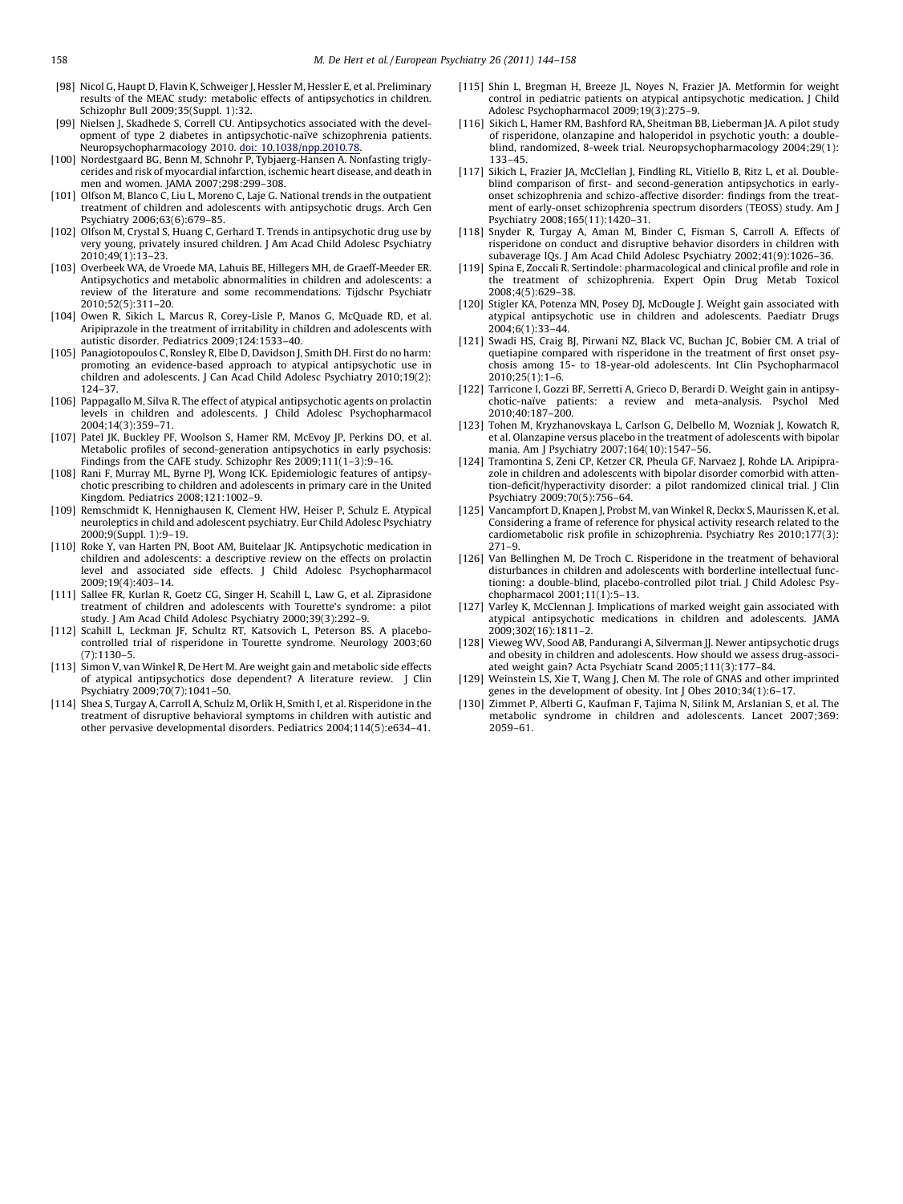[98] Nicol G, Haupt D, Flavin K, Schweiger J, Hessler M, Hessler E, et al. Preliminary results of the MEAC study: metabolic effects of antipsychotics in children. Schizophr Bull 2009;35(Suppl. 1):32.

[99] Nielsen J, Skadhede S, Correll CU. Antipsychotics associated with the development of type 2 diabetes in antipsychotic-naïve schizophrenia patients. Neuropsychopharmacology 2010. doi: 10.1038/npp.2010.78.

[100] Nordestgaard BG, Benn M, Schnohr P, Tybjaerg-Hansen A. Nonfasting triglycerides and risk of myocardial infarction, ischemic heart disease, and death in men and women. JAMA 2007;298:299–308.

[101] Olfson M, Blanco C, Liu L, Moreno C, Laje G. National trends in the outpatient treatment of children and adolescents with antipsychotic drugs. Arch Gen Psychiatry 2006;63(6):679–85.

[102] Olfson M, Crystal S, Huang C, Gerhard T. Trends in antipsychotic drug use by very young, privately insured children. J Am Acad Child Adolesc Psychiatry 2010;49(1):13–23.

[103] Overbeek WA, de Vroede MA, Lahuis BE, Hillegers MH, de Graeff-Meeder ER. Antipsychotics and metabolic abnormalities in children and adolescents: a review of the literature and some recommendations. Tijdschr Psychiatr 2010;52(5):311–20.

[104] Owen R, Sikich L, Marcus R, Corey-Lisle P, Manos G, McQuade RD, et al. Aripiprazole in the treatment of irritability in children and adolescents with autistic disorder. Pediatrics 2009;124:1533–40.

[105] Panagiotopoulos C, Ronsley R, Elbe D, Davidson J, Smith DH. First do no harm: promoting an evidence-based approach to atypical antipsychotic use in children and adolescents. J Can Acad Child Adolesc Psychiatry 2010;19(2): 124–37.

[106] Pappagallo M, Silva R. The effect of atypical antipsychotic agents on prolactin levels in children and adolescents. J Child Adolesc Psychopharmacol 2004;14(3):359–71.

[107] Patel JK, Buckley PF, Woolson S, Hamer RM, McEvoy JP, Perkins DO, et al. Metabolic profiles of second-generation antipsychotics in early psychosis: Findings from the CAFE study. Schizophr Res 2009;111(1–3):9–16.

[108] Rani F, Murray ML, Byrne PJ, Wong ICK. Epidemiologic features of antipsychotic prescribing to children and adolescents in primary care in the United Kingdom. Pediatrics 2008;121:1002–9.

[109] Remschmidt K, Hennighausen K, Clement HW, Heiser P, Schulz E. Atypical neuroleptics in child and adolescent psychiatry. Eur Child Adolesc Psychiatry 2000;9(Suppl. 1):9–19.

[110] Roke Y, van Harten PN, Boot AM, Buitelaar JK. Antipsychotic medication in children and adolescents: a descriptive review on the effects on prolactin level and associated side effects. J Child Adolesc Psychopharmacol 2009;19(4):403–14.

[111] Sallee FR, Kurlan R, Goetz CG, Singer H, Scahill L, Law G, et al. Ziprasidone treatment of children and adolescents with Tourette's syndrome: a pilot study. J Am Acad Child Adolesc Psychiatry 2000;39(3):292–9.

[112] Scahill L, Leckman JF, Schultz RT, Katsovich L, Peterson BS. A placebo-controlled trial of risperidone in Tourette syndrome. Neurology 2003;60 (7):1130–5.

[113] Simon V, van Winkel R, De Hert M. Are weight gain and metabolic side effects of atypical antipsychotics dose dependent? A literature review. J Clin Psychiatry 2009;70(7):1041–50.

[114] Shea S, Turgay A, Carroll A, Schulz M, Orlik H, Smith I, et al. Risperidone in the treatment of disruptive behavioral symptoms in children with autistic and other pervasive developmental disorders. Pediatrics 2004;114(5):e634–41.

[115] Shin L, Bregman H, Breeze JL, Noyes N, Frazier JA. Metformin for weight control in pediatric patients on atypical antipsychotic medication. J Child Adolesc Psychopharmacol 2009;19(3):275–9.

[116] Sikich L, Hamer RM, Bashford RA, Sheitman BB, Lieberman JA. A pilot study of risperidone, olanzapine and haloperidol in psychotic youth: a double-blind, randomized, 8-week trial. Neuropsychopharmacology 2004;29(1): 133–45.

[117] Sikich L, Frazier JA, McClellan J, Findling RL, Vitiello B, Ritz L, et al. Double-blind comparison of first- and second-generation antipsychotics in early-onset schizophrenia and schizo-affective disorder: findings from the treatment of early-onset schizophrenia spectrum disorders (TEOSS) study. Am J Psychiatry 2008;165(11):1420–31.

[118] Snyder R, Turgay A, Aman M, Binder C, Fisman S, Carroll A. Effects of risperidone on conduct and disruptive behavior disorders in children with subaverage IQs. J Am Acad Child Adolesc Psychiatry 2002;41(9):1026–36.

[119] Spina E, Zoccali R. Sertindole: pharmacological and clinical profile and role in the treatment of schizophrenia. Expert Opin Drug Metab Toxicol 2008;4(5):629–38.

[120] Stigler KA, Potenza MN, Posey DJ, McDougle J. Weight gain associated with atypical antipsychotic use in children and adolescents. Paediatr Drugs 2004;6(1):33–44.

[121] Swadi HS, Craig BJ, Pirwani NZ, Black VC, Buchan JC, Bobier CM. A trial of quetiapine compared with risperidone in the treatment of first onset psychosis among 15- to 18-year-old adolescents. Int Clin Psychopharmacol 2010;25(1):1–6.

[122] Tarricone I, Gozzi BF, Serretti A, Grieco D, Berardi D. Weight gain in antipsychotic-naïve patients: a review and meta-analysis. Psychol Med 2010;40:187–200.

[123] Tohen M, Kryzhanovskaya L, Carlson G, Delbello M, Wozniak J, Kowatch R, et al. Olanzapine versus placebo in the treatment of adolescents with bipolar mania. Am J Psychiatry 2007;164(10):1547–56.

[124] Tramontina S, Zeni CP, Ketzer CR, Pheula GF, Narvaez J, Rohde LA. Aripiprazole in children and adolescents with bipolar disorder comorbid with attention-deficit/hyperactivity disorder: a pilot randomized clinical trial. J Clin Psychiatry 2009;70(5):756–64.

[125] Vancampfort D, Knapen J, Probst M, van Winkel R, Deckx S, Maurissen K, et al. Considering a frame of reference for physical activity research related to the cardiometabolic risk profile in schizophrenia. Psychiatry Res 2010;177(3): 271–9.

[126] Van Bellinghen M, De Troch C. Risperidone in the treatment of behavioral disturbances in children and adolescents with borderline intellectual functioning: a double-blind, placebo-controlled pilot trial. J Child Adolesc Psychopharmacol 2001;11(1):5–13.

[127] Varley K, McClennan J. Implications of marked weight gain associated with atypical antipsychotic medications in children and adolescents. JAMA 2009;302(16):1811–2.

[128] Vieweg WV, Sood AB, Pandurangi A, Silverman JJ. Newer antipsychotic drugs and obesity in children and adolescents. How should we assess drug-associated weight gain? Acta Psychiatr Scand 2005;111(3):177–84.

[129] Weinstein LS, Xie T, Wang J, Chen M. The role of GNAS and other imprinted genes in the development of obesity. Int J Obes 2010;34(1):6–17.

[130] Zimmet P, Alberti G, Kaufman F, Tajima N, Silink M, Arslanian S, et al. The metabolic syndrome in children and adolescents. Lancet 2007;369: 2059–61.